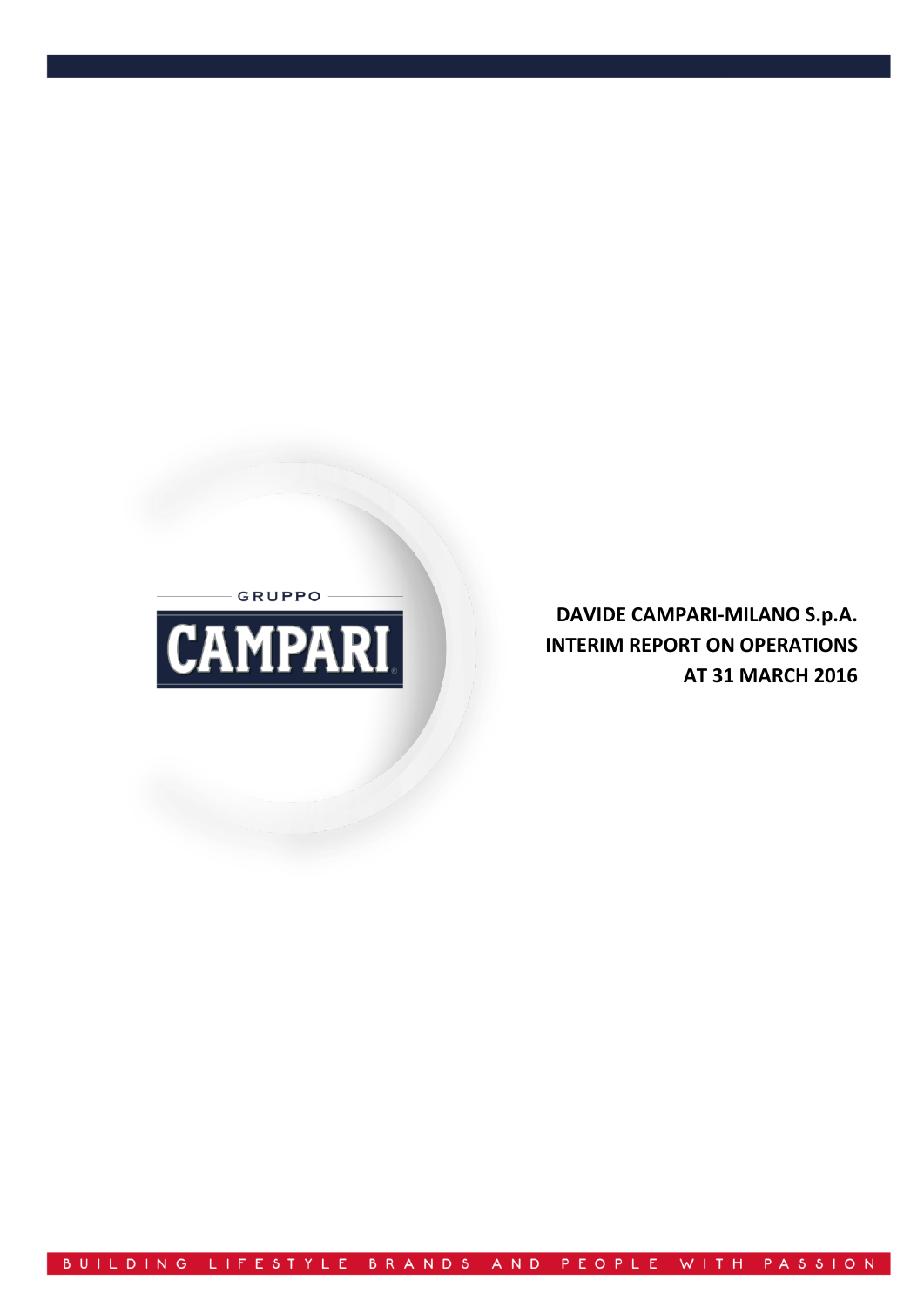GRUPPO

CAMPARI

**DAVIDE CAMPARI-MILANO S.p.A.**
**INTERIM REPORT ON OPERATIONS**
**AT 31 MARCH 2016**

BUILDING LIFESTYLE BRANDS AND PEOPLE WITH PASSION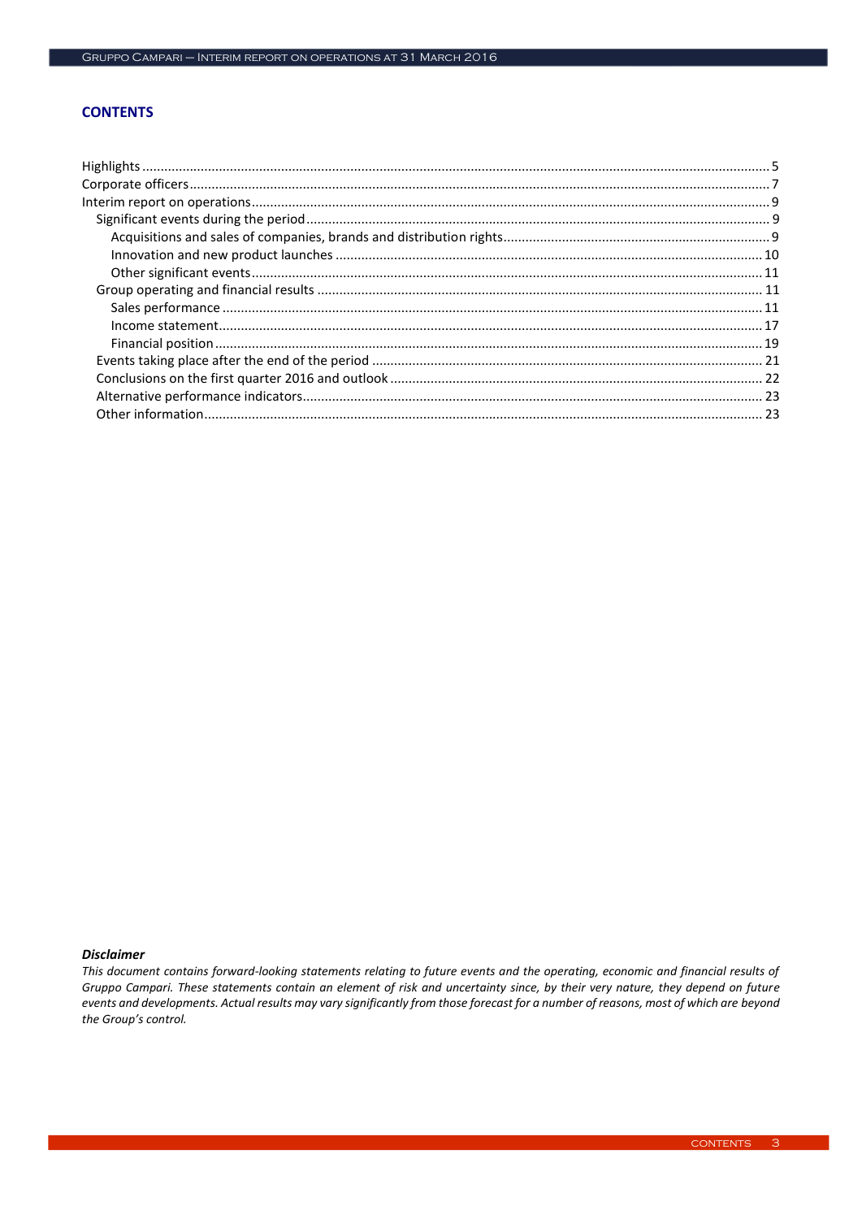## CONTENTS

- Highlights ... 5
- Corporate officers ... 7
- Interim report on operations ... 9
  - Significant events during the period ... 9
    - Acquisitions and sales of companies, brands and distribution rights ... 9
    - Innovation and new product launches ... 10
    - Other significant events ... 11
  - Group operating and financial results ... 11
    - Sales performance ... 11
    - Income statement ... 17
    - Financial position ... 19
  - Events taking place after the end of the period ... 21
  - Conclusions on the first quarter 2016 and outlook ... 22
  - Alternative performance indicators ... 23
  - Other information ... 23

***Disclaimer***

*This document contains forward-looking statements relating to future events and the operating, economic and financial results of Gruppo Campari. These statements contain an element of risk and uncertainty since, by their very nature, they depend on future events and developments. Actual results may vary significantly from those forecast for a number of reasons, most of which are beyond the Group's control.*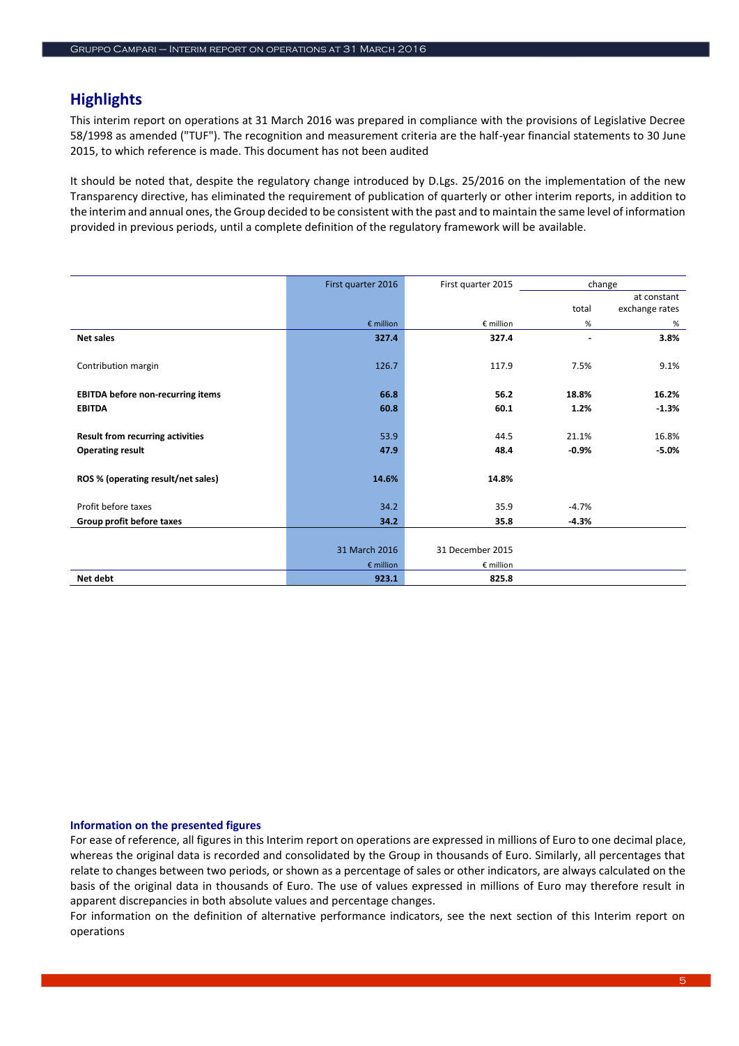## Highlights

This interim report on operations at 31 March 2016 was prepared in compliance with the provisions of Legislative Decree 58/1998 as amended ("TUF"). The recognition and measurement criteria are the half-year financial statements to 30 June 2015, to which reference is made. This document has not been audited

It should be noted that, despite the regulatory change introduced by D.Lgs. 25/2016 on the implementation of the new Transparency directive, has eliminated the requirement of publication of quarterly or other interim reports, in addition to the interim and annual ones, the Group decided to be consistent with the past and to maintain the same level of information provided in previous periods, until a complete definition of the regulatory framework will be available.

| | First quarter 2016 | First quarter 2015 | change | |
|---|---|---|---|---|
| | | | total | at constant exchange rates |
| | € million | € million | % | % |
| **Net sales** | **327.4** | **327.4** | **-** | **3.8%** |
| Contribution margin | 126.7 | 117.9 | 7.5% | 9.1% |
| **EBITDA before non-recurring items** | **66.8** | **56.2** | **18.8%** | **16.2%** |
| **EBITDA** | **60.8** | **60.1** | **1.2%** | **-1.3%** |
| **Result from recurring activities** | 53.9 | 44.5 | 21.1% | 16.8% |
| **Operating result** | **47.9** | **48.4** | **-0.9%** | **-5.0%** |
| **ROS % (operating result/net sales)** | **14.6%** | **14.8%** | | |
| Profit before taxes | 34.2 | 35.9 | -4.7% | |
| **Group profit before taxes** | **34.2** | **35.8** | **-4.3%** | |
| | 31 March 2016 | 31 December 2015 | | |
| | € million | € million | | |
| **Net debt** | **923.1** | **825.8** | | |

### Information on the presented figures

For ease of reference, all figures in this Interim report on operations are expressed in millions of Euro to one decimal place, whereas the original data is recorded and consolidated by the Group in thousands of Euro. Similarly, all percentages that relate to changes between two periods, or shown as a percentage of sales or other indicators, are always calculated on the basis of the original data in thousands of Euro. The use of values expressed in millions of Euro may therefore result in apparent discrepancies in both absolute values and percentage changes.

For information on the definition of alternative performance indicators, see the next section of this Interim report on operations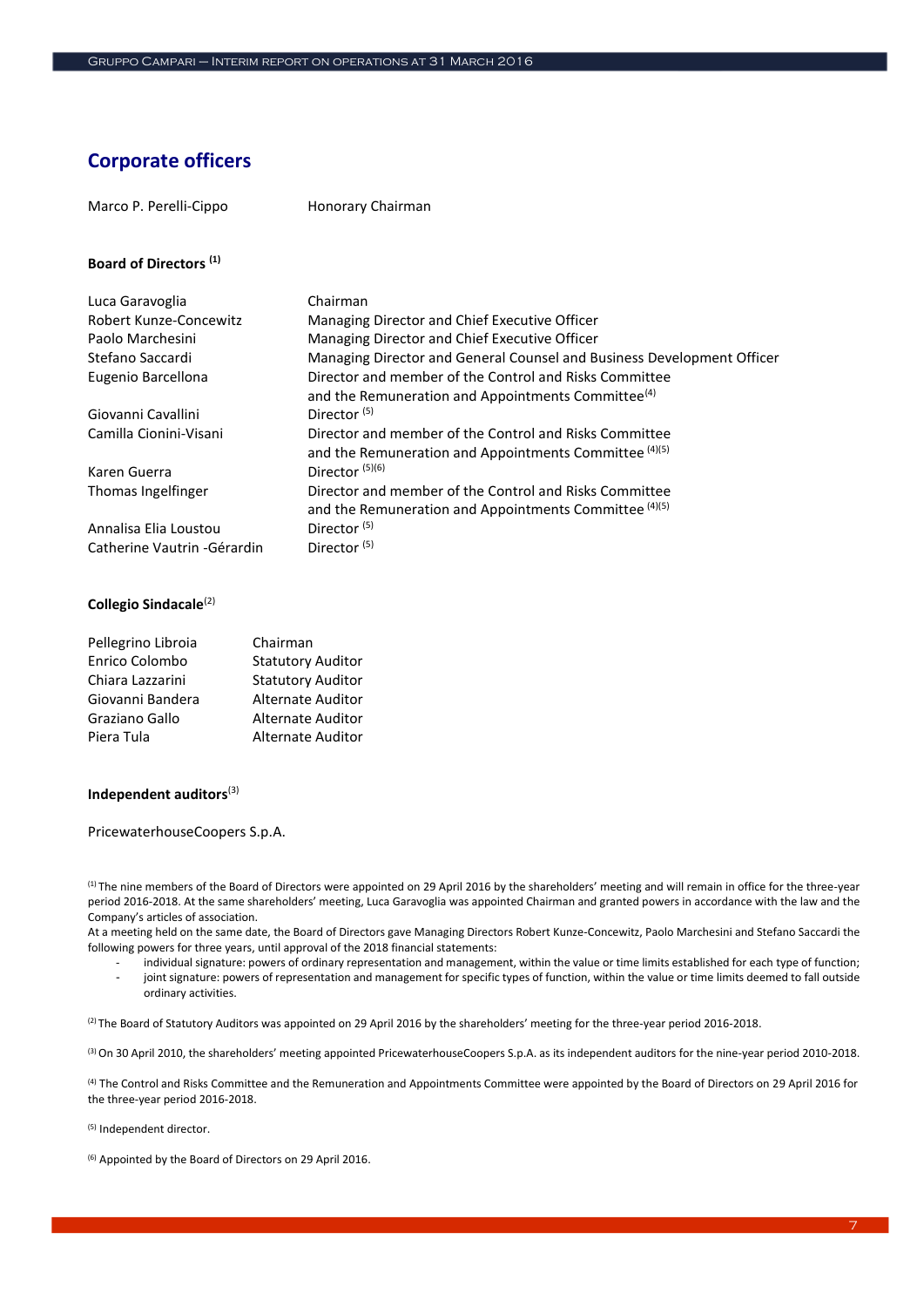# Corporate officers

| | |
|---|---|
| Marco P. Perelli-Cippo | Honorary Chairman |

### Board of Directors [1]

| | |
|---|---|
| Luca Garavoglia | Chairman |
| Robert Kunze-Concewitz | Managing Director and Chief Executive Officer |
| Paolo Marchesini | Managing Director and Chief Executive Officer |
| Stefano Saccardi | Managing Director and General Counsel and Business Development Officer |
| Eugenio Barcellona | Director and member of the Control and Risks Committee and the Remuneration and Appointments Committee[4] |
| Giovanni Cavallini | Director [5] |
| Camilla Cionini-Visani | Director and member of the Control and Risks Committee and the Remuneration and Appointments Committee [4][5] |
| Karen Guerra | Director [5][6] |
| Thomas Ingelfinger | Director and member of the Control and Risks Committee and the Remuneration and Appointments Committee [4][5] |
| Annalisa Elia Loustou | Director [5] |
| Catherine Vautrin -Gérardin | Director [5] |

### Collegio Sindacale[2]

| | |
|---|---|
| Pellegrino Libroia | Chairman |
| Enrico Colombo | Statutory Auditor |
| Chiara Lazzarini | Statutory Auditor |
| Giovanni Bandera | Alternate Auditor |
| Graziano Gallo | Alternate Auditor |
| Piera Tula | Alternate Auditor |

### Independent auditors[3]

PricewaterhouseCoopers S.p.A.

[1] The nine members of the Board of Directors were appointed on 29 April 2016 by the shareholders' meeting and will remain in office for the three-year period 2016-2018. At the same shareholders' meeting, Luca Garavoglia was appointed Chairman and granted powers in accordance with the law and the Company's articles of association.
At a meeting held on the same date, the Board of Directors gave Managing Directors Robert Kunze-Concewitz, Paolo Marchesini and Stefano Saccardi the following powers for three years, until approval of the 2018 financial statements:

- individual signature: powers of ordinary representation and management, within the value or time limits established for each type of function;
- joint signature: powers of representation and management for specific types of function, within the value or time limits deemed to fall outside ordinary activities.

[2] The Board of Statutory Auditors was appointed on 29 April 2016 by the shareholders' meeting for the three-year period 2016-2018.

[3] On 30 April 2010, the shareholders' meeting appointed PricewaterhouseCoopers S.p.A. as its independent auditors for the nine-year period 2010-2018.

[4] The Control and Risks Committee and the Remuneration and Appointments Committee were appointed by the Board of Directors on 29 April 2016 for the three-year period 2016-2018.

[5] Independent director.

[6] Appointed by the Board of Directors on 29 April 2016.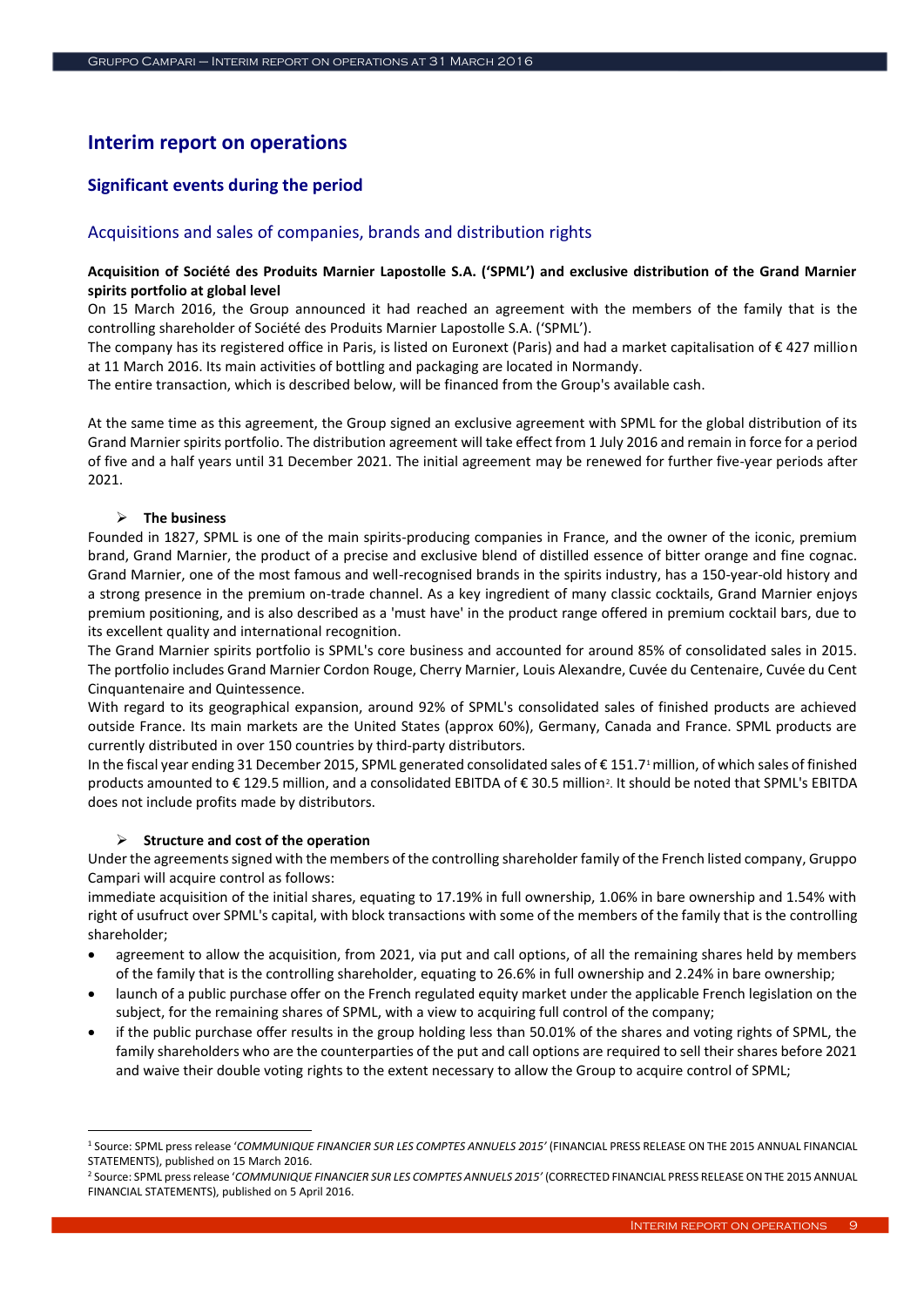# Interim report on operations

## Significant events during the period

### Acquisitions and sales of companies, brands and distribution rights

**Acquisition of Société des Produits Marnier Lapostolle S.A. ('SPML') and exclusive distribution of the Grand Marnier spirits portfolio at global level**

On 15 March 2016, the Group announced it had reached an agreement with the members of the family that is the controlling shareholder of Société des Produits Marnier Lapostolle S.A. ('SPML').

The company has its registered office in Paris, is listed on Euronext (Paris) and had a market capitalisation of € 427 million at 11 March 2016. Its main activities of bottling and packaging are located in Normandy.

The entire transaction, which is described below, will be financed from the Group's available cash.

At the same time as this agreement, the Group signed an exclusive agreement with SPML for the global distribution of its Grand Marnier spirits portfolio. The distribution agreement will take effect from 1 July 2016 and remain in force for a period of five and a half years until 31 December 2021. The initial agreement may be renewed for further five-year periods after 2021.

➢ **The business**

Founded in 1827, SPML is one of the main spirits-producing companies in France, and the owner of the iconic, premium brand, Grand Marnier, the product of a precise and exclusive blend of distilled essence of bitter orange and fine cognac. Grand Marnier, one of the most famous and well-recognised brands in the spirits industry, has a 150-year-old history and a strong presence in the premium on-trade channel. As a key ingredient of many classic cocktails, Grand Marnier enjoys premium positioning, and is also described as a 'must have' in the product range offered in premium cocktail bars, due to its excellent quality and international recognition.

The Grand Marnier spirits portfolio is SPML's core business and accounted for around 85% of consolidated sales in 2015. The portfolio includes Grand Marnier Cordon Rouge, Cherry Marnier, Louis Alexandre, Cuvée du Centenaire, Cuvée du Cent Cinquantenaire and Quintessence.

With regard to its geographical expansion, around 92% of SPML's consolidated sales of finished products are achieved outside France. Its main markets are the United States (approx 60%), Germany, Canada and France. SPML products are currently distributed in over 150 countries by third-party distributors.

In the fiscal year ending 31 December 2015, SPML generated consolidated sales of € 151.7[1] million, of which sales of finished products amounted to € 129.5 million, and a consolidated EBITDA of € 30.5 million[2]. It should be noted that SPML's EBITDA does not include profits made by distributors.

➢ **Structure and cost of the operation**

Under the agreements signed with the members of the controlling shareholder family of the French listed company, Gruppo Campari will acquire control as follows:

immediate acquisition of the initial shares, equating to 17.19% in full ownership, 1.06% in bare ownership and 1.54% with right of usufruct over SPML's capital, with block transactions with some of the members of the family that is the controlling shareholder;

- agreement to allow the acquisition, from 2021, via put and call options, of all the remaining shares held by members of the family that is the controlling shareholder, equating to 26.6% in full ownership and 2.24% in bare ownership;
- launch of a public purchase offer on the French regulated equity market under the applicable French legislation on the subject, for the remaining shares of SPML, with a view to acquiring full control of the company;
- if the public purchase offer results in the group holding less than 50.01% of the shares and voting rights of SPML, the family shareholders who are the counterparties of the put and call options are required to sell their shares before 2021 and waive their double voting rights to the extent necessary to allow the Group to acquire control of SPML;

---

[1] Source: SPML press release '*COMMUNIQUE FINANCIER SUR LES COMPTES ANNUELS 2015*' (FINANCIAL PRESS RELEASE ON THE 2015 ANNUAL FINANCIAL STATEMENTS), published on 15 March 2016.

[2] Source: SPML press release '*COMMUNIQUE FINANCIER SUR LES COMPTES ANNUELS 2015*' (CORRECTED FINANCIAL PRESS RELEASE ON THE 2015 ANNUAL FINANCIAL STATEMENTS), published on 5 April 2016.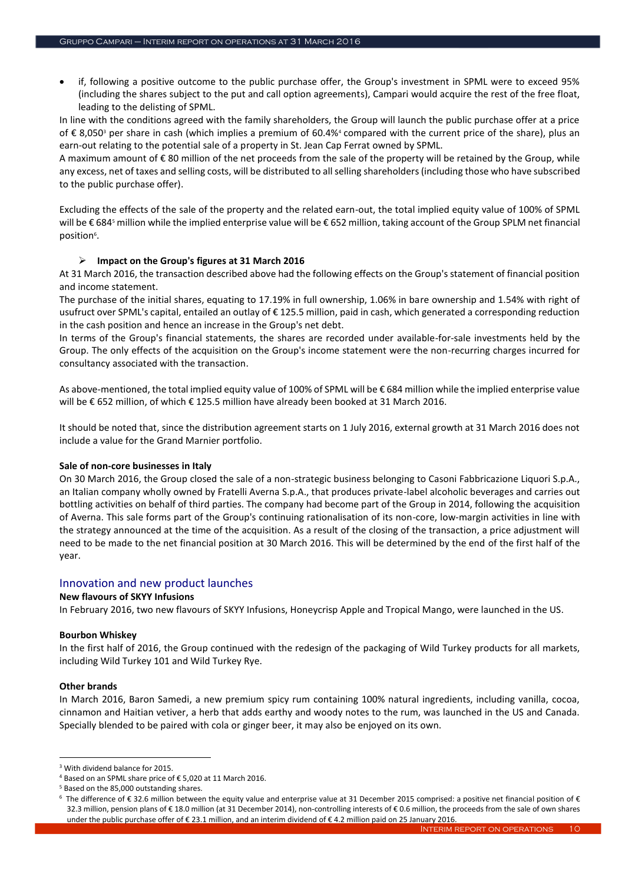- if, following a positive outcome to the public purchase offer, the Group's investment in SPML were to exceed 95% (including the shares subject to the put and call option agreements), Campari would acquire the rest of the free float, leading to the delisting of SPML.

In line with the conditions agreed with the family shareholders, the Group will launch the public purchase offer at a price of € 8,050[3] per share in cash (which implies a premium of 60.4%[4] compared with the current price of the share), plus an earn-out relating to the potential sale of a property in St. Jean Cap Ferrat owned by SPML.

A maximum amount of € 80 million of the net proceeds from the sale of the property will be retained by the Group, while any excess, net of taxes and selling costs, will be distributed to all selling shareholders (including those who have subscribed to the public purchase offer).

Excluding the effects of the sale of the property and the related earn-out, the total implied equity value of 100% of SPML will be € 684[5] million while the implied enterprise value will be € 652 million, taking account of the Group SPLM net financial position[6].

- **Impact on the Group's figures at 31 March 2016**

At 31 March 2016, the transaction described above had the following effects on the Group's statement of financial position and income statement.

The purchase of the initial shares, equating to 17.19% in full ownership, 1.06% in bare ownership and 1.54% with right of usufruct over SPML's capital, entailed an outlay of € 125.5 million, paid in cash, which generated a corresponding reduction in the cash position and hence an increase in the Group's net debt.

In terms of the Group's financial statements, the shares are recorded under available-for-sale investments held by the Group. The only effects of the acquisition on the Group's income statement were the non-recurring charges incurred for consultancy associated with the transaction.

As above-mentioned, the total implied equity value of 100% of SPML will be € 684 million while the implied enterprise value will be € 652 million, of which € 125.5 million have already been booked at 31 March 2016.

It should be noted that, since the distribution agreement starts on 1 July 2016, external growth at 31 March 2016 does not include a value for the Grand Marnier portfolio.

**Sale of non-core businesses in Italy**

On 30 March 2016, the Group closed the sale of a non-strategic business belonging to Casoni Fabbricazione Liquori S.p.A., an Italian company wholly owned by Fratelli Averna S.p.A., that produces private-label alcoholic beverages and carries out bottling activities on behalf of third parties. The company had become part of the Group in 2014, following the acquisition of Averna. This sale forms part of the Group's continuing rationalisation of its non-core, low-margin activities in line with the strategy announced at the time of the acquisition. As a result of the closing of the transaction, a price adjustment will need to be made to the net financial position at 30 March 2016. This will be determined by the end of the first half of the year.

## Innovation and new product launches

**New flavours of SKYY Infusions**

In February 2016, two new flavours of SKYY Infusions, Honeycrisp Apple and Tropical Mango, were launched in the US.

**Bourbon Whiskey**

In the first half of 2016, the Group continued with the redesign of the packaging of Wild Turkey products for all markets, including Wild Turkey 101 and Wild Turkey Rye.

**Other brands**

In March 2016, Baron Samedi, a new premium spicy rum containing 100% natural ingredients, including vanilla, cocoa, cinnamon and Haitian vetiver, a herb that adds earthy and woody notes to the rum, was launched in the US and Canada. Specially blended to be paired with cola or ginger beer, it may also be enjoyed on its own.

---

[3] With dividend balance for 2015.

[4] Based on an SPML share price of € 5,020 at 11 March 2016.

[5] Based on the 85,000 outstanding shares.

[6] The difference of € 32.6 million between the equity value and enterprise value at 31 December 2015 comprised: a positive net financial position of € 32.3 million, pension plans of € 18.0 million (at 31 December 2014), non-controlling interests of € 0.6 million, the proceeds from the sale of own shares under the public purchase offer of € 23.1 million, and an interim dividend of € 4.2 million paid on 25 January 2016.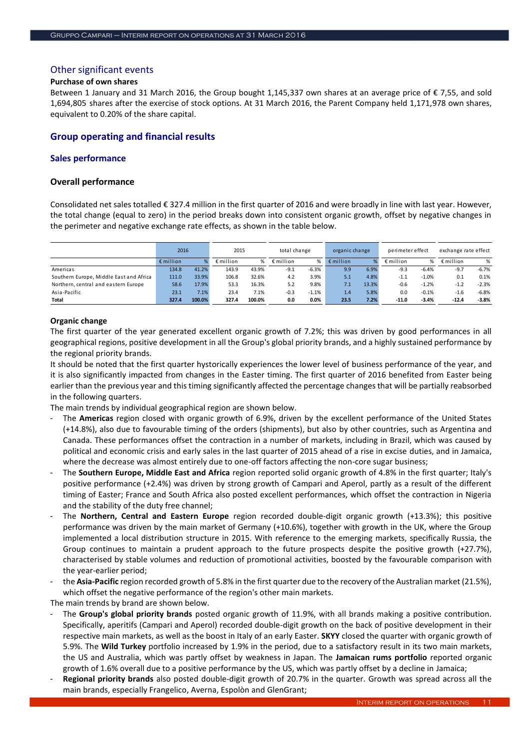## Other significant events

**Purchase of own shares**

Between 1 January and 31 March 2016, the Group bought 1,145,337 own shares at an average price of € 7,55, and sold 1,694,805 shares after the exercise of stock options. At 31 March 2016, the Parent Company held 1,171,978 own shares, equivalent to 0.20% of the share capital.

## Group operating and financial results

### Sales performance

#### Overall performance

Consolidated net sales totalled € 327.4 million in the first quarter of 2016 and were broadly in line with last year. However, the total change (equal to zero) in the period breaks down into consistent organic growth, offset by negative changes in the perimeter and negative exchange rate effects, as shown in the table below.

| | 2016 | | 2015 | | total change | | organic change | | perimeter effect | | exchange rate effect | |
|---|---|---|---|---|---|---|---|---|---|---|---|---|
| | € million | % | € million | % | € million | % | € million | % | € million | % | € million | % |
| Americas | 134.8 | 41.2% | 143.9 | 43.9% | -9.1 | -6.3% | 9.9 | 6.9% | -9.3 | -6.4% | -9.7 | -6.7% |
| Southern Europe, Middle East and Africa | 111.0 | 33.9% | 106.8 | 32.6% | 4.2 | 3.9% | 5.1 | 4.8% | -1.1 | -1.0% | 0.1 | 0.1% |
| Northern, central and eastern Europe | 58.6 | 17.9% | 53.3 | 16.3% | 5.2 | 9.8% | 7.1 | 13.3% | -0.6 | -1.2% | -1.2 | -2.3% |
| Asia-Pacific | 23.1 | 7.1% | 23.4 | 7.1% | -0.3 | -1.1% | 1.4 | 5.8% | 0.0 | -0.1% | -1.6 | -6.8% |
| **Total** | **327.4** | **100.0%** | **327.4** | **100.0%** | **0.0** | **0.0%** | **23.5** | **7.2%** | **-11.0** | **-3.4%** | **-12.4** | **-3.8%** |

**Organic change**

The first quarter of the year generated excellent organic growth of 7.2%; this was driven by good performances in all geographical regions, positive development in all the Group's global priority brands, and a highly sustained performance by the regional priority brands.

It should be noted that the first quarter hystorically experiences the lower level of business performance of the year, and it is also significantly impacted from changes in the Easter timing. The first quarter of 2016 benefited from Easter being earlier than the previous year and this timing significantly affected the percentage changes that will be partially reabsorbed in the following quarters.

The main trends by individual geographical region are shown below.

- The **Americas** region closed with organic growth of 6.9%, driven by the excellent performance of the United States (+14.8%), also due to favourable timing of the orders (shipments), but also by other countries, such as Argentina and Canada. These performances offset the contraction in a number of markets, including in Brazil, which was caused by political and economic crisis and early sales in the last quarter of 2015 ahead of a rise in excise duties, and in Jamaica, where the decrease was almost entirely due to one-off factors affecting the non-core sugar business;
- The **Southern Europe, Middle East and Africa** region reported solid organic growth of 4.8% in the first quarter; Italy's positive performance (+2.4%) was driven by strong growth of Campari and Aperol, partly as a result of the different timing of Easter; France and South Africa also posted excellent performances, which offset the contraction in Nigeria and the stability of the duty free channel;
- The **Northern, Central and Eastern Europe** region recorded double-digit organic growth (+13.3%); this positive performance was driven by the main market of Germany (+10.6%), together with growth in the UK, where the Group implemented a local distribution structure in 2015. With reference to the emerging markets, specifically Russia, the Group continues to maintain a prudent approach to the future prospects despite the positive growth (+27.7%), characterised by stable volumes and reduction of promotional activities, boosted by the favourable comparison with the year-earlier period;
- the **Asia-Pacific** region recorded growth of 5.8% in the first quarter due to the recovery of the Australian market (21.5%), which offset the negative performance of the region's other main markets.

The main trends by brand are shown below.

- The **Group's global priority brands** posted organic growth of 11.9%, with all brands making a positive contribution. Specifically, aperitifs (Campari and Aperol) recorded double-digit growth on the back of positive development in their respective main markets, as well as the boost in Italy of an early Easter. **SKYY** closed the quarter with organic growth of 5.9%. The **Wild Turkey** portfolio increased by 1.9% in the period, due to a satisfactory result in its two main markets, the US and Australia, which was partly offset by weakness in Japan. The **Jamaican rums portfolio** reported organic growth of 1.6% overall due to a positive performance by the US, which was partly offset by a decline in Jamaica;
- **Regional priority brands** also posted double-digit growth of 20.7% in the quarter. Growth was spread across all the main brands, especially Frangelico, Averna, Espolòn and GlenGrant;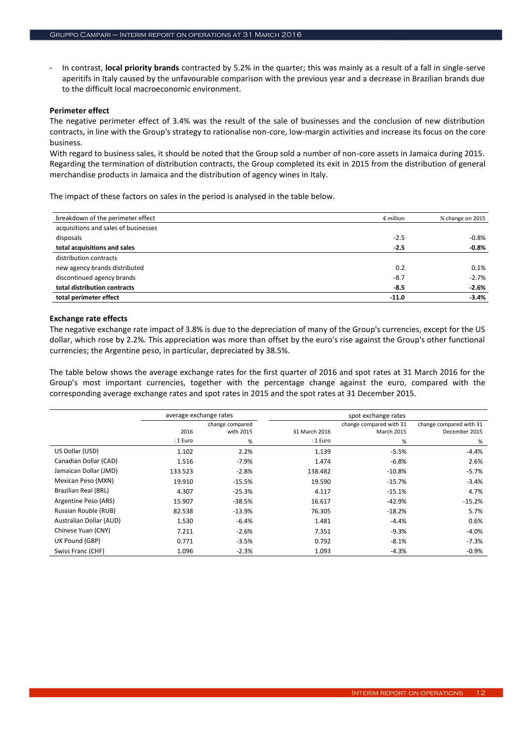- In contrast, **local priority brands** contracted by 5.2% in the quarter; this was mainly as a result of a fall in single-serve aperitifs in Italy caused by the unfavourable comparison with the previous year and a decrease in Brazilian brands due to the difficult local macroeconomic environment.

**Perimeter effect**

The negative perimeter effect of 3.4% was the result of the sale of businesses and the conclusion of new distribution contracts, in line with the Group's strategy to rationalise non-core, low-margin activities and increase its focus on the core business.

With regard to business sales, it should be noted that the Group sold a number of non-core assets in Jamaica during 2015. Regarding the termination of distribution contracts, the Group completed its exit in 2015 from the distribution of general merchandise products in Jamaica and the distribution of agency wines in Italy.

The impact of these factors on sales in the period is analysed in the table below.

| breakdown of the perimeter effect | € million | % change on 2015 |
|---|---|---|
| acquisitions and sales of businesses | | |
| disposals | -2.5 | -0.8% |
| **total acquisitions and sales** | **-2.5** | **-0.8%** |
| distribution contracts | | |
| new agency brands distributed | 0.2 | 0.1% |
| discontinued agency brands | -8.7 | -2.7% |
| **total distribution contracts** | **-8.5** | **-2.6%** |
| **total perimeter effect** | **-11.0** | **-3.4%** |

**Exchange rate effects**

The negative exchange rate impact of 3.8% is due to the depreciation of many of the Group's currencies, except for the US dollar, which rose by 2.2%. This appreciation was more than offset by the euro's rise against the Group's other functional currencies; the Argentine peso, in particular, depreciated by 38.5%.

The table below shows the average exchange rates for the first quarter of 2016 and spot rates at 31 March 2016 for the Group's most important currencies, together with the percentage change against the euro, compared with the corresponding average exchange rates and spot rates in 2015 and the spot rates at 31 December 2015.

| | average exchange rates | | spot exchange rates | | |
|---|---|---|---|---|---|
| | 2016 | change compared with 2015 | 31 March 2016 | change compared with 31 March 2015 | change compared with 31 December 2015 |
| | : 1 Euro | % | : 1 Euro | % | % |
| US Dollar (USD) | 1.102 | 2.2% | 1.139 | -5.5% | -4.4% |
| Canadian Dollar (CAD) | 1.516 | -7.9% | 1.474 | -6.8% | 2.6% |
| Jamaican Dollar (JMD) | 133.523 | -2.8% | 138.482 | -10.8% | -5.7% |
| Mexican Peso (MXN) | 19.910 | -15.5% | 19.590 | -15.7% | -3.4% |
| Brazilian Real (BRL) | 4.307 | -25.3% | 4.117 | -15.1% | 4.7% |
| Argentine Peso (ARS) | 15.907 | -38.5% | 16.617 | -42.9% | -15.2% |
| Russian Rouble (RUB) | 82.538 | -13.9% | 76.305 | -18.2% | 5.7% |
| Australian Dollar (AUD) | 1.530 | -6.4% | 1.481 | -4.4% | 0.6% |
| Chinese Yuan (CNY) | 7.211 | -2.6% | 7.351 | -9.3% | -4.0% |
| UK Pound (GBP) | 0.771 | -3.5% | 0.792 | -8.1% | -7.3% |
| Swiss Franc (CHF) | 1.096 | -2.3% | 1.093 | -4.3% | -0.9% |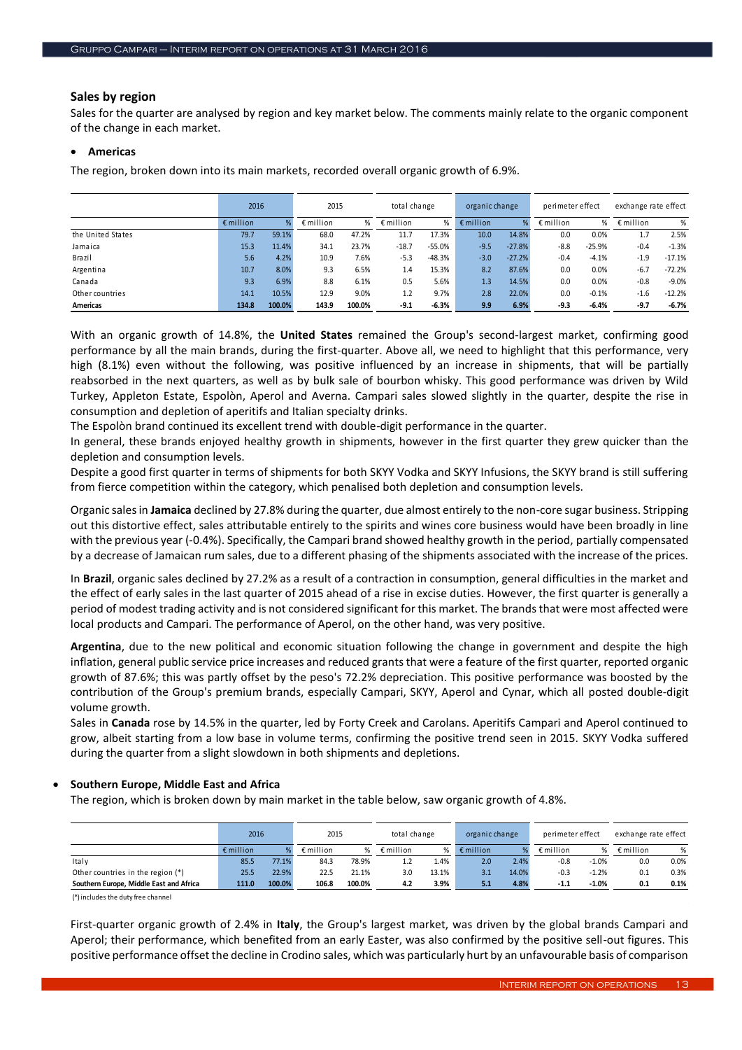## Sales by region

Sales for the quarter are analysed by region and key market below. The comments mainly relate to the organic component of the change in each market.

- **Americas**

The region, broken down into its main markets, recorded overall organic growth of 6.9%.

| | 2016 | | 2015 | | total change | | organic change | | perimeter effect | | exchange rate effect | |
|---|---|---|---|---|---|---|---|---|---|---|---|---|
| | € million | % | € million | % | € million | % | € million | % | € million | % | € million | % |
| the United States | 79.7 | 59.1% | 68.0 | 47.2% | 11.7 | 17.3% | 10.0 | 14.8% | 0.0 | 0.0% | 1.7 | 2.5% |
| Jamaica | 15.3 | 11.4% | 34.1 | 23.7% | -18.7 | -55.0% | -9.5 | -27.8% | -8.8 | -25.9% | -0.4 | -1.3% |
| Brazil | 5.6 | 4.2% | 10.9 | 7.6% | -5.3 | -48.3% | -3.0 | -27.2% | -0.4 | -4.1% | -1.9 | -17.1% |
| Argentina | 10.7 | 8.0% | 9.3 | 6.5% | 1.4 | 15.3% | 8.2 | 87.6% | 0.0 | 0.0% | -6.7 | -72.2% |
| Canada | 9.3 | 6.9% | 8.8 | 6.1% | 0.5 | 5.6% | 1.3 | 14.5% | 0.0 | 0.0% | -0.8 | -9.0% |
| Other countries | 14.1 | 10.5% | 12.9 | 9.0% | 1.2 | 9.7% | 2.8 | 22.0% | 0.0 | -0.1% | -1.6 | -12.2% |
| **Americas** | **134.8** | **100.0%** | **143.9** | **100.0%** | **-9.1** | **-6.3%** | **9.9** | **6.9%** | **-9.3** | **-6.4%** | **-9.7** | **-6.7%** |

With an organic growth of 14.8%, the **United States** remained the Group's second-largest market, confirming good performance by all the main brands, during the first-quarter. Above all, we need to highlight that this performance, very high (8.1%) even without the following, was positive influenced by an increase in shipments, that will be partially reabsorbed in the next quarters, as well as by bulk sale of bourbon whisky. This good performance was driven by Wild Turkey, Appleton Estate, Espolòn, Aperol and Averna. Campari sales slowed slightly in the quarter, despite the rise in consumption and depletion of aperitifs and Italian specialty drinks.
The Espolòn brand continued its excellent trend with double-digit performance in the quarter.
In general, these brands enjoyed healthy growth in shipments, however in the first quarter they grew quicker than the depletion and consumption levels.
Despite a good first quarter in terms of shipments for both SKYY Vodka and SKYY Infusions, the SKYY brand is still suffering from fierce competition within the category, which penalised both depletion and consumption levels.

Organic sales in **Jamaica** declined by 27.8% during the quarter, due almost entirely to the non-core sugar business. Stripping out this distortive effect, sales attributable entirely to the spirits and wines core business would have been broadly in line with the previous year (-0.4%). Specifically, the Campari brand showed healthy growth in the period, partially compensated by a decrease of Jamaican rum sales, due to a different phasing of the shipments associated with the increase of the prices.

In **Brazil**, organic sales declined by 27.2% as a result of a contraction in consumption, general difficulties in the market and the effect of early sales in the last quarter of 2015 ahead of a rise in excise duties. However, the first quarter is generally a period of modest trading activity and is not considered significant for this market. The brands that were most affected were local products and Campari. The performance of Aperol, on the other hand, was very positive.

**Argentina**, due to the new political and economic situation following the change in government and despite the high inflation, general public service price increases and reduced grants that were a feature of the first quarter, reported organic growth of 87.6%; this was partly offset by the peso's 72.2% depreciation. This positive performance was boosted by the contribution of the Group's premium brands, especially Campari, SKYY, Aperol and Cynar, which all posted double-digit volume growth.
Sales in **Canada** rose by 14.5% in the quarter, led by Forty Creek and Carolans. Aperitifs Campari and Aperol continued to grow, albeit starting from a low base in volume terms, confirming the positive trend seen in 2015. SKYY Vodka suffered during the quarter from a slight slowdown in both shipments and depletions.

- **Southern Europe, Middle East and Africa**

The region, which is broken down by main market in the table below, saw organic growth of 4.8%.

| | 2016 | | 2015 | | total change | | organic change | | perimeter effect | | exchange rate effect | |
|---|---|---|---|---|---|---|---|---|---|---|---|---|
| | € million | % | € million | % | € million | % | € million | % | € million | % | € million | % |
| Italy | 85.5 | 77.1% | 84.3 | 78.9% | 1.2 | 1.4% | 2.0 | 2.4% | -0.8 | -1.0% | 0.0 | 0.0% |
| Other countries in the region (*) | 25.5 | 22.9% | 22.5 | 21.1% | 3.0 | 13.1% | 3.1 | 14.0% | -0.3 | -1.2% | 0.1 | 0.3% |
| **Southern Europe, Middle East and Africa** | **111.0** | **100.0%** | **106.8** | **100.0%** | **4.2** | **3.9%** | **5.1** | **4.8%** | **-1.1** | **-1.0%** | **0.1** | **0.1%** |

(*) includes the duty free channel

First-quarter organic growth of 2.4% in **Italy**, the Group's largest market, was driven by the global brands Campari and Aperol; their performance, which benefited from an early Easter, was also confirmed by the positive sell-out figures. This positive performance offset the decline in Crodino sales, which was particularly hurt by an unfavourable basis of comparison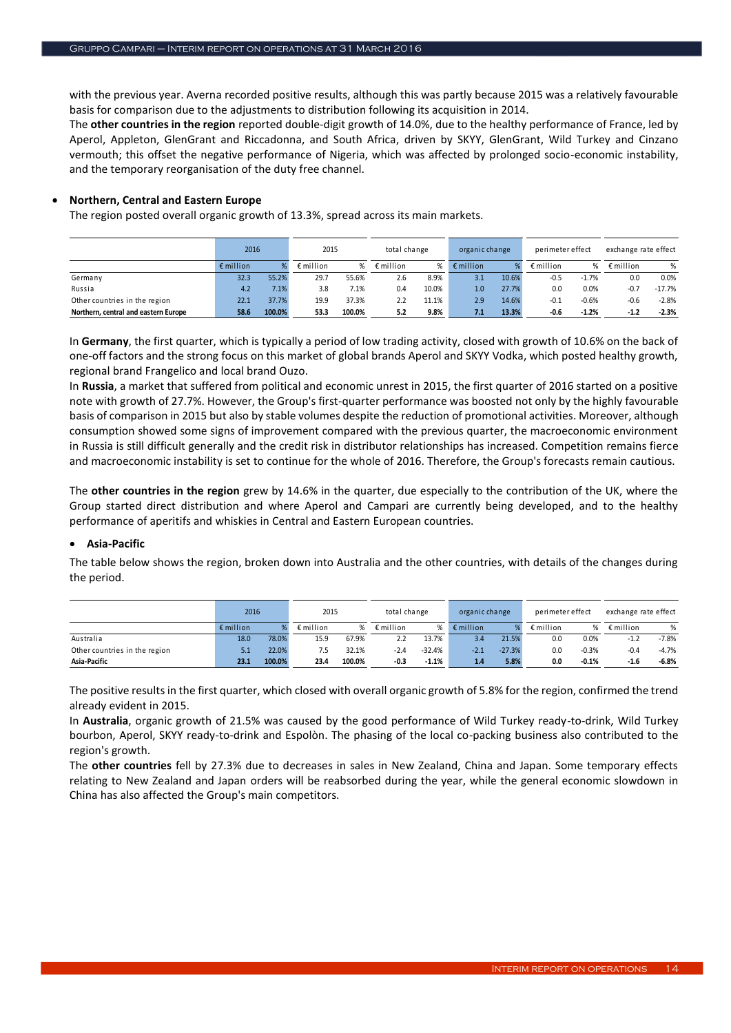with the previous year. Averna recorded positive results, although this was partly because 2015 was a relatively favourable basis for comparison due to the adjustments to distribution following its acquisition in 2014.

The **other countries in the region** reported double-digit growth of 14.0%, due to the healthy performance of France, led by Aperol, Appleton, GlenGrant and Riccadonna, and South Africa, driven by SKYY, GlenGrant, Wild Turkey and Cinzano vermouth; this offset the negative performance of Nigeria, which was affected by prolonged socio-economic instability, and the temporary reorganisation of the duty free channel.

- **Northern, Central and Eastern Europe**

The region posted overall organic growth of 13.3%, spread across its main markets.

| | 2016 | | 2015 | | total change | | organic change | | perimeter effect | | exchange rate effect | |
|---|---|---|---|---|---|---|---|---|---|---|---|---|
| | € million | % | € million | % | € million | % | € million | % | € million | % | € million | % |
| Germany | 32.3 | 55.2% | 29.7 | 55.6% | 2.6 | 8.9% | 3.1 | 10.6% | -0.5 | -1.7% | 0.0 | 0.0% |
| Russia | 4.2 | 7.1% | 3.8 | 7.1% | 0.4 | 10.0% | 1.0 | 27.7% | 0.0 | 0.0% | -0.7 | -17.7% |
| Other countries in the region | 22.1 | 37.7% | 19.9 | 37.3% | 2.2 | 11.1% | 2.9 | 14.6% | -0.1 | -0.6% | -0.6 | -2.8% |
| **Northern, central and eastern Europe** | **58.6** | **100.0%** | **53.3** | **100.0%** | **5.2** | **9.8%** | **7.1** | **13.3%** | **-0.6** | **-1.2%** | **-1.2** | **-2.3%** |

In **Germany**, the first quarter, which is typically a period of low trading activity, closed with growth of 10.6% on the back of one-off factors and the strong focus on this market of global brands Aperol and SKYY Vodka, which posted healthy growth, regional brand Frangelico and local brand Ouzo.

In **Russia**, a market that suffered from political and economic unrest in 2015, the first quarter of 2016 started on a positive note with growth of 27.7%. However, the Group's first-quarter performance was boosted not only by the highly favourable basis of comparison in 2015 but also by stable volumes despite the reduction of promotional activities. Moreover, although consumption showed some signs of improvement compared with the previous quarter, the macroeconomic environment in Russia is still difficult generally and the credit risk in distributor relationships has increased. Competition remains fierce and macroeconomic instability is set to continue for the whole of 2016. Therefore, the Group's forecasts remain cautious.

The **other countries in the region** grew by 14.6% in the quarter, due especially to the contribution of the UK, where the Group started direct distribution and where Aperol and Campari are currently being developed, and to the healthy performance of aperitifs and whiskies in Central and Eastern European countries.

- **Asia-Pacific**

The table below shows the region, broken down into Australia and the other countries, with details of the changes during the period.

| | 2016 | | 2015 | | total change | | organic change | | perimeter effect | | exchange rate effect | |
|---|---|---|---|---|---|---|---|---|---|---|---|---|
| | € million | % | € million | % | € million | % | € million | % | € million | % | € million | % |
| Australia | 18.0 | 78.0% | 15.9 | 67.9% | 2.2 | 13.7% | 3.4 | 21.5% | 0.0 | 0.0% | -1.2 | -7.8% |
| Other countries in the region | 5.1 | 22.0% | 7.5 | 32.1% | -2.4 | -32.4% | -2.1 | -27.3% | 0.0 | -0.3% | -0.4 | -4.7% |
| **Asia-Pacific** | **23.1** | **100.0%** | **23.4** | **100.0%** | **-0.3** | **-1.1%** | **1.4** | **5.8%** | **0.0** | **-0.1%** | **-1.6** | **-6.8%** |

The positive results in the first quarter, which closed with overall organic growth of 5.8% for the region, confirmed the trend already evident in 2015.

In **Australia**, organic growth of 21.5% was caused by the good performance of Wild Turkey ready-to-drink, Wild Turkey bourbon, Aperol, SKYY ready-to-drink and Espolòn. The phasing of the local co-packing business also contributed to the region's growth.

The **other countries** fell by 27.3% due to decreases in sales in New Zealand, China and Japan. Some temporary effects relating to New Zealand and Japan orders will be reabsorbed during the year, while the general economic slowdown in China has also affected the Group's main competitors.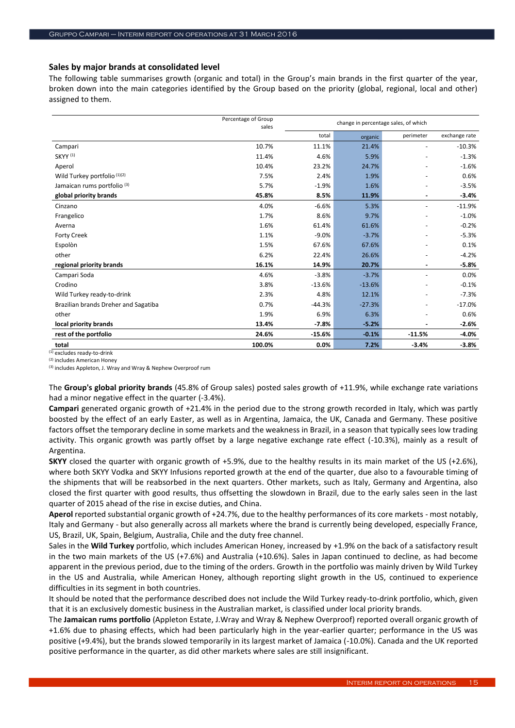### Sales by major brands at consolidated level

The following table summarises growth (organic and total) in the Group's main brands in the first quarter of the year, broken down into the main categories identified by the Group based on the priority (global, regional, local and other) assigned to them.

| | Percentage of Group sales | change in percentage sales, of which | | | |
|---|---|---|---|---|---|
| | | total | organic | perimeter | exchange rate |
| Campari | 10.7% | 11.1% | 21.4% | - | -10.3% |
| SKYY [(1)] | 11.4% | 4.6% | 5.9% | - | -1.3% |
| Aperol | 10.4% | 23.2% | 24.7% | - | -1.6% |
| Wild Turkey portfolio [(1)(2)] | 7.5% | 2.4% | 1.9% | - | 0.6% |
| Jamaican rums portfolio [(3)] | 5.7% | -1.9% | 1.6% | - | -3.5% |
| **global priority brands** | **45.8%** | **8.5%** | **11.9%** | **-** | **-3.4%** |
| Cinzano | 4.0% | -6.6% | 5.3% | - | -11.9% |
| Frangelico | 1.7% | 8.6% | 9.7% | - | -1.0% |
| Averna | 1.6% | 61.4% | 61.6% | - | -0.2% |
| Forty Creek | 1.1% | -9.0% | -3.7% | - | -5.3% |
| Espolòn | 1.5% | 67.6% | 67.6% | - | 0.1% |
| other | 6.2% | 22.4% | 26.6% | - | -4.2% |
| **regional priority brands** | **16.1%** | **14.9%** | **20.7%** | **-** | **-5.8%** |
| Campari Soda | 4.6% | -3.8% | -3.7% | - | 0.0% |
| Crodino | 3.8% | -13.6% | -13.6% | - | -0.1% |
| Wild Turkey ready-to-drink | 2.3% | 4.8% | 12.1% | - | -7.3% |
| Brazilian brands Dreher and Sagatiba | 0.7% | -44.3% | -27.3% | - | -17.0% |
| other | 1.9% | 6.9% | 6.3% | - | 0.6% |
| **local priority brands** | **13.4%** | **-7.8%** | **-5.2%** | **-** | **-2.6%** |
| **rest of the portfolio** | **24.6%** | **-15.6%** | **-0.1%** | **-11.5%** | **-4.0%** |
| **total** | **100.0%** | **0.0%** | **7.2%** | **-3.4%** | **-3.8%** |

(1) excludes ready-to-drink
(2) includes American Honey
(3) includes Appleton, J. Wray and Wray & Nephew Overproof rum

The **Group's global priority brands** (45.8% of Group sales) posted sales growth of +11.9%, while exchange rate variations had a minor negative effect in the quarter (-3.4%).

**Campari** generated organic growth of +21.4% in the period due to the strong growth recorded in Italy, which was partly boosted by the effect of an early Easter, as well as in Argentina, Jamaica, the UK, Canada and Germany. These positive factors offset the temporary decline in some markets and the weakness in Brazil, in a season that typically sees low trading activity. This organic growth was partly offset by a large negative exchange rate effect (-10.3%), mainly as a result of Argentina.

**SKYY** closed the quarter with organic growth of +5.9%, due to the healthy results in its main market of the US (+2.6%), where both SKYY Vodka and SKYY Infusions reported growth at the end of the quarter, due also to a favourable timing of the shipments that will be reabsorbed in the next quarters. Other markets, such as Italy, Germany and Argentina, also closed the first quarter with good results, thus offsetting the slowdown in Brazil, due to the early sales seen in the last quarter of 2015 ahead of the rise in excise duties, and China.

**Aperol** reported substantial organic growth of +24.7%, due to the healthy performances of its core markets - most notably, Italy and Germany - but also generally across all markets where the brand is currently being developed, especially France, US, Brazil, UK, Spain, Belgium, Australia, Chile and the duty free channel.

Sales in the **Wild Turkey** portfolio, which includes American Honey, increased by +1.9% on the back of a satisfactory result in the two main markets of the US (+7.6%) and Australia (+10.6%). Sales in Japan continued to decline, as had become apparent in the previous period, due to the timing of the orders. Growth in the portfolio was mainly driven by Wild Turkey in the US and Australia, while American Honey, although reporting slight growth in the US, continued to experience difficulties in its segment in both countries.

It should be noted that the performance described does not include the Wild Turkey ready-to-drink portfolio, which, given that it is an exclusively domestic business in the Australian market, is classified under local priority brands.

The **Jamaican rums portfolio** (Appleton Estate, J.Wray and Wray & Nephew Overproof) reported overall organic growth of +1.6% due to phasing effects, which had been particularly high in the year-earlier quarter; performance in the US was positive (+9.4%), but the brands slowed temporarily in its largest market of Jamaica (-10.0%). Canada and the UK reported positive performance in the quarter, as did other markets where sales are still insignificant.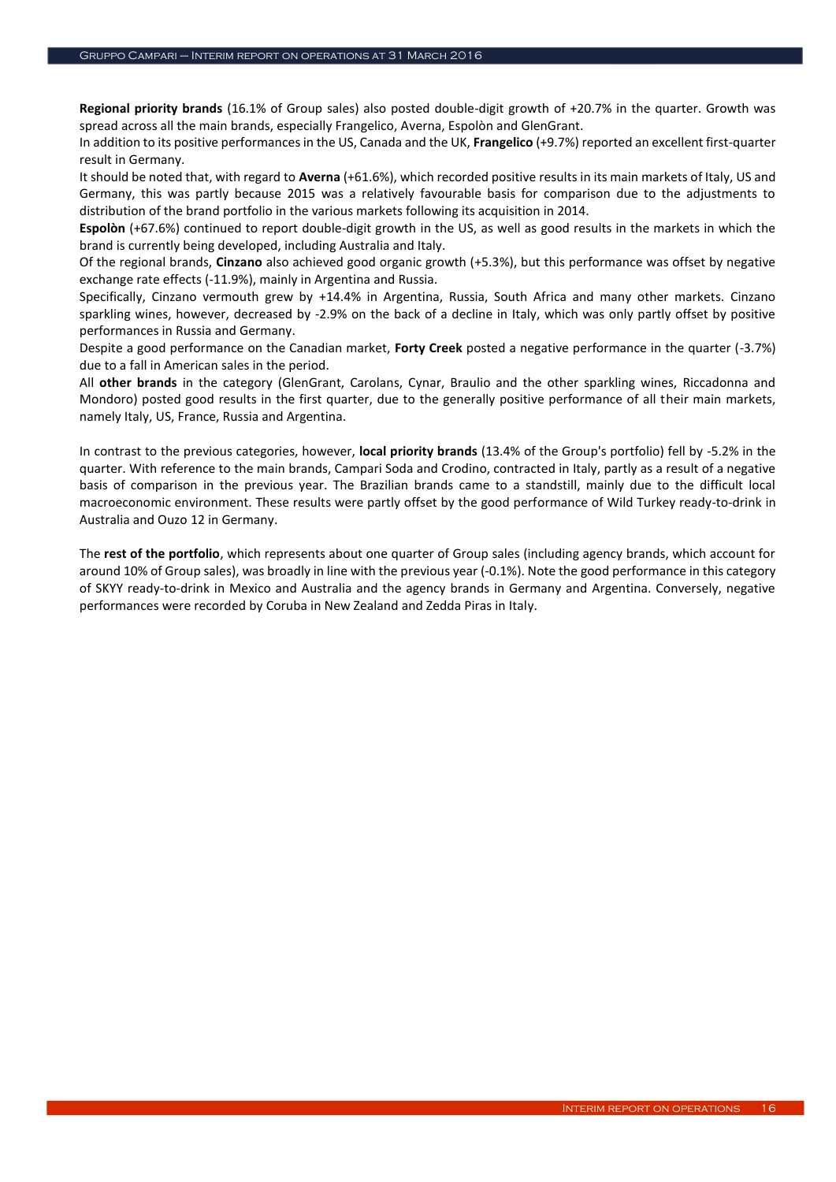**Regional priority brands** (16.1% of Group sales) also posted double-digit growth of +20.7% in the quarter. Growth was spread across all the main brands, especially Frangelico, Averna, Espolòn and GlenGrant.

In addition to its positive performances in the US, Canada and the UK, **Frangelico** (+9.7%) reported an excellent first-quarter result in Germany.

It should be noted that, with regard to **Averna** (+61.6%), which recorded positive results in its main markets of Italy, US and Germany, this was partly because 2015 was a relatively favourable basis for comparison due to the adjustments to distribution of the brand portfolio in the various markets following its acquisition in 2014.

**Espolòn** (+67.6%) continued to report double-digit growth in the US, as well as good results in the markets in which the brand is currently being developed, including Australia and Italy.

Of the regional brands, **Cinzano** also achieved good organic growth (+5.3%), but this performance was offset by negative exchange rate effects (-11.9%), mainly in Argentina and Russia.

Specifically, Cinzano vermouth grew by +14.4% in Argentina, Russia, South Africa and many other markets. Cinzano sparkling wines, however, decreased by -2.9% on the back of a decline in Italy, which was only partly offset by positive performances in Russia and Germany.

Despite a good performance on the Canadian market, **Forty Creek** posted a negative performance in the quarter (-3.7%) due to a fall in American sales in the period.

All **other brands** in the category (GlenGrant, Carolans, Cynar, Braulio and the other sparkling wines, Riccadonna and Mondoro) posted good results in the first quarter, due to the generally positive performance of all their main markets, namely Italy, US, France, Russia and Argentina.

In contrast to the previous categories, however, **local priority brands** (13.4% of the Group's portfolio) fell by -5.2% in the quarter. With reference to the main brands, Campari Soda and Crodino, contracted in Italy, partly as a result of a negative basis of comparison in the previous year. The Brazilian brands came to a standstill, mainly due to the difficult local macroeconomic environment. These results were partly offset by the good performance of Wild Turkey ready-to-drink in Australia and Ouzo 12 in Germany.

The **rest of the portfolio**, which represents about one quarter of Group sales (including agency brands, which account for around 10% of Group sales), was broadly in line with the previous year (-0.1%). Note the good performance in this category of SKYY ready-to-drink in Mexico and Australia and the agency brands in Germany and Argentina. Conversely, negative performances were recorded by Coruba in New Zealand and Zedda Piras in Italy.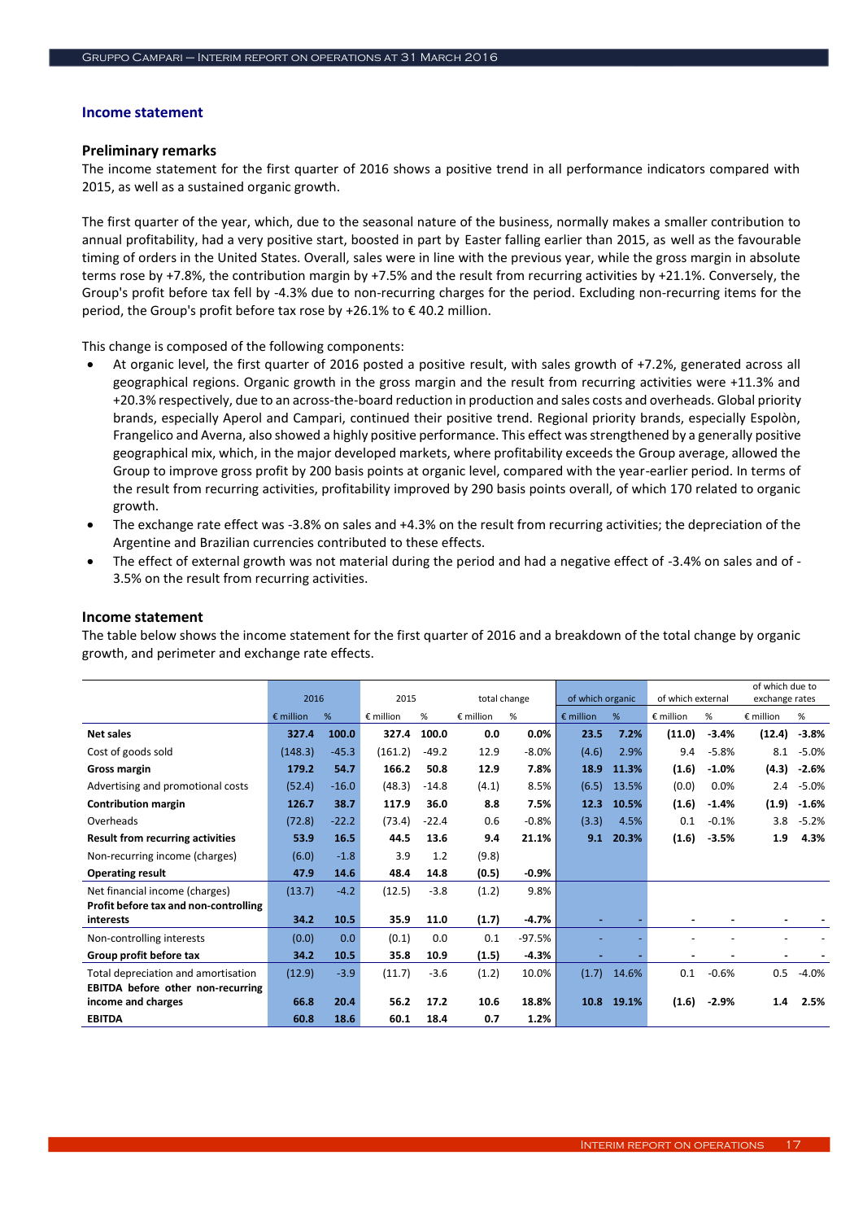## Income statement

### Preliminary remarks

The income statement for the first quarter of 2016 shows a positive trend in all performance indicators compared with 2015, as well as a sustained organic growth.

The first quarter of the year, which, due to the seasonal nature of the business, normally makes a smaller contribution to annual profitability, had a very positive start, boosted in part by Easter falling earlier than 2015, as well as the favourable timing of orders in the United States. Overall, sales were in line with the previous year, while the gross margin in absolute terms rose by +7.8%, the contribution margin by +7.5% and the result from recurring activities by +21.1%. Conversely, the Group's profit before tax fell by -4.3% due to non-recurring charges for the period. Excluding non-recurring items for the period, the Group's profit before tax rose by +26.1% to € 40.2 million.

This change is composed of the following components:

- At organic level, the first quarter of 2016 posted a positive result, with sales growth of +7.2%, generated across all geographical regions. Organic growth in the gross margin and the result from recurring activities were +11.3% and +20.3% respectively, due to an across-the-board reduction in production and sales costs and overheads. Global priority brands, especially Aperol and Campari, continued their positive trend. Regional priority brands, especially Espolòn, Frangelico and Averna, also showed a highly positive performance. This effect was strengthened by a generally positive geographical mix, which, in the major developed markets, where profitability exceeds the Group average, allowed the Group to improve gross profit by 200 basis points at organic level, compared with the year-earlier period. In terms of the result from recurring activities, profitability improved by 290 basis points overall, of which 170 related to organic growth.
- The exchange rate effect was -3.8% on sales and +4.3% on the result from recurring activities; the depreciation of the Argentine and Brazilian currencies contributed to these effects.
- The effect of external growth was not material during the period and had a negative effect of -3.4% on sales and of -3.5% on the result from recurring activities.

### Income statement

The table below shows the income statement for the first quarter of 2016 and a breakdown of the total change by organic growth, and perimeter and exchange rate effects.

| | 2016 | | 2015 | | total change | | of which organic | | of which external | | of which due to exchange rates | |
|---|---|---|---|---|---|---|---|---|---|---|---|---|
| | € million | % | € million | % | € million | % | € million | % | € million | % | € million | % |
| **Net sales** | **327.4** | **100.0** | **327.4** | **100.0** | **0.0** | **0.0%** | **23.5** | **7.2%** | **(11.0)** | **-3.4%** | **(12.4)** | **-3.8%** |
| Cost of goods sold | (148.3) | -45.3 | (161.2) | -49.2 | 12.9 | -8.0% | (4.6) | 2.9% | 9.4 | -5.8% | 8.1 | -5.0% |
| **Gross margin** | **179.2** | **54.7** | **166.2** | **50.8** | **12.9** | **7.8%** | **18.9** | **11.3%** | **(1.6)** | **-1.0%** | **(4.3)** | **-2.6%** |
| Advertising and promotional costs | (52.4) | -16.0 | (48.3) | -14.8 | (4.1) | 8.5% | (6.5) | 13.5% | (0.0) | 0.0% | 2.4 | -5.0% |
| **Contribution margin** | **126.7** | **38.7** | **117.9** | **36.0** | **8.8** | **7.5%** | **12.3** | **10.5%** | **(1.6)** | **-1.4%** | **(1.9)** | **-1.6%** |
| Overheads | (72.8) | -22.2 | (73.4) | -22.4 | 0.6 | -0.8% | (3.3) | 4.5% | 0.1 | -0.1% | 3.8 | -5.2% |
| **Result from recurring activities** | **53.9** | **16.5** | **44.5** | **13.6** | **9.4** | **21.1%** | **9.1** | **20.3%** | **(1.6)** | **-3.5%** | **1.9** | **4.3%** |
| Non-recurring income (charges) | (6.0) | -1.8 | 3.9 | 1.2 | (9.8) | | | | | | | |
| **Operating result** | **47.9** | **14.6** | **48.4** | **14.8** | **(0.5)** | **-0.9%** | | | | | | |
| Net financial income (charges) | (13.7) | -4.2 | (12.5) | -3.8 | (1.2) | 9.8% | | | | | | |
| **Profit before tax and non-controlling interests** | **34.2** | **10.5** | **35.9** | **11.0** | **(1.7)** | **-4.7%** | **-** | **-** | **-** | **-** | **-** | **-** |
| Non-controlling interests | (0.0) | 0.0 | (0.1) | 0.0 | 0.1 | -97.5% | - | - | - | - | - | - |
| **Group profit before tax** | **34.2** | **10.5** | **35.8** | **10.9** | **(1.5)** | **-4.3%** | **-** | **-** | **-** | **-** | **-** | **-** |
| Total depreciation and amortisation | (12.9) | -3.9 | (11.7) | -3.6 | (1.2) | 10.0% | (1.7) | 14.6% | 0.1 | -0.6% | 0.5 | -4.0% |
| **EBITDA before other non-recurring income and charges** | **66.8** | **20.4** | **56.2** | **17.2** | **10.6** | **18.8%** | **10.8** | **19.1%** | **(1.6)** | **-2.9%** | **1.4** | **2.5%** |
| **EBITDA** | **60.8** | **18.6** | **60.1** | **18.4** | **0.7** | **1.2%** | | | | | | |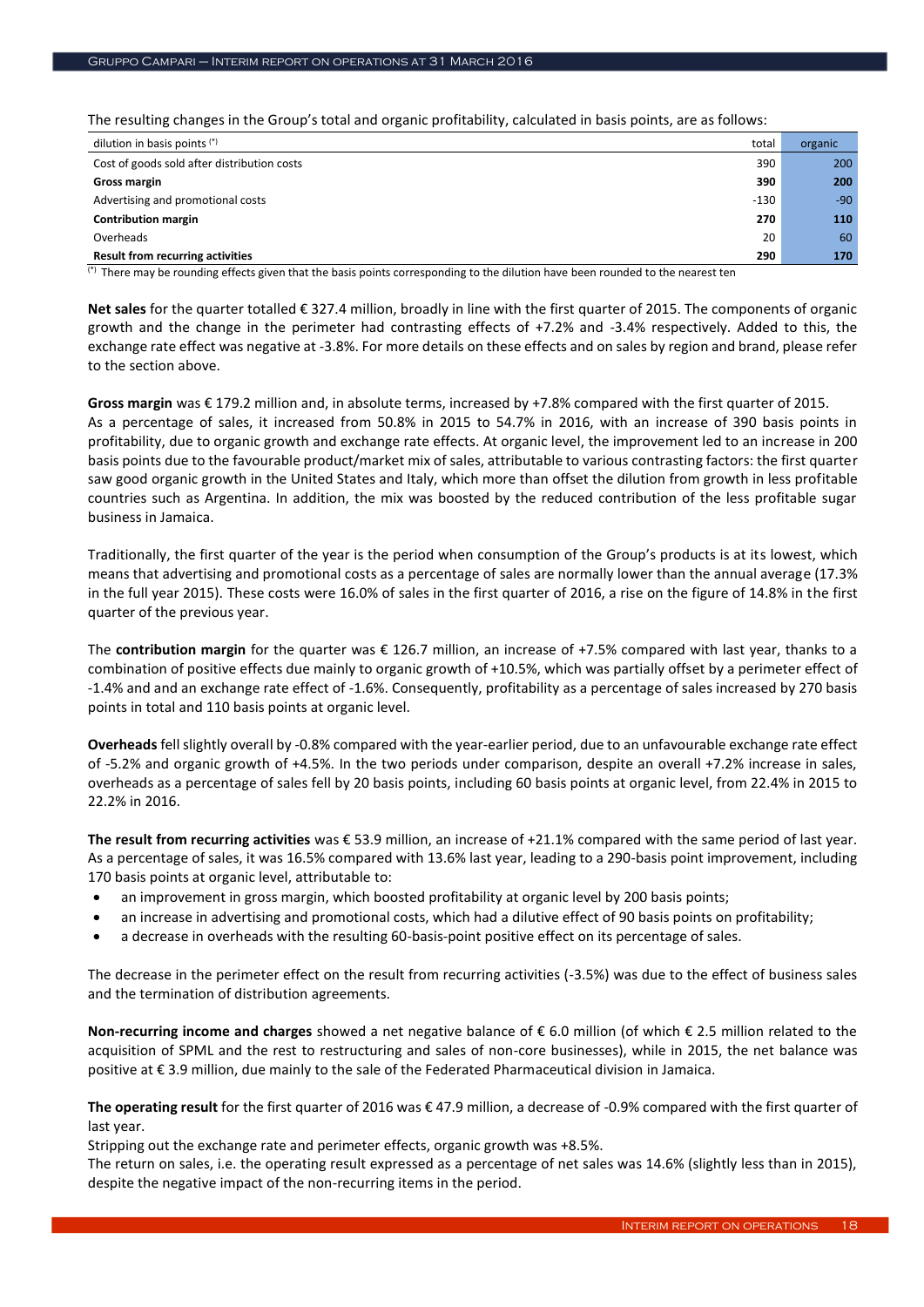The resulting changes in the Group's total and organic profitability, calculated in basis points, are as follows:

| dilution in basis points [(*)] | total | organic |
|---|---|---|
| Cost of goods sold after distribution costs | 390 | 200 |
| **Gross margin** | **390** | **200** |
| Advertising and promotional costs | -130 | -90 |
| **Contribution margin** | **270** | **110** |
| Overheads | 20 | 60 |
| **Result from recurring activities** | **290** | **170** |

[(*)] There may be rounding effects given that the basis points corresponding to the dilution have been rounded to the nearest ten

**Net sales** for the quarter totalled € 327.4 million, broadly in line with the first quarter of 2015. The components of organic growth and the change in the perimeter had contrasting effects of +7.2% and -3.4% respectively. Added to this, the exchange rate effect was negative at -3.8%. For more details on these effects and on sales by region and brand, please refer to the section above.

**Gross margin** was € 179.2 million and, in absolute terms, increased by +7.8% compared with the first quarter of 2015.
As a percentage of sales, it increased from 50.8% in 2015 to 54.7% in 2016, with an increase of 390 basis points in profitability, due to organic growth and exchange rate effects. At organic level, the improvement led to an increase in 200 basis points due to the favourable product/market mix of sales, attributable to various contrasting factors: the first quarter saw good organic growth in the United States and Italy, which more than offset the dilution from growth in less profitable countries such as Argentina. In addition, the mix was boosted by the reduced contribution of the less profitable sugar business in Jamaica.

Traditionally, the first quarter of the year is the period when consumption of the Group's products is at its lowest, which means that advertising and promotional costs as a percentage of sales are normally lower than the annual average (17.3% in the full year 2015). These costs were 16.0% of sales in the first quarter of 2016, a rise on the figure of 14.8% in the first quarter of the previous year.

The **contribution margin** for the quarter was € 126.7 million, an increase of +7.5% compared with last year, thanks to a combination of positive effects due mainly to organic growth of +10.5%, which was partially offset by a perimeter effect of -1.4% and and an exchange rate effect of -1.6%. Consequently, profitability as a percentage of sales increased by 270 basis points in total and 110 basis points at organic level.

**Overheads** fell slightly overall by -0.8% compared with the year-earlier period, due to an unfavourable exchange rate effect of -5.2% and organic growth of +4.5%. In the two periods under comparison, despite an overall +7.2% increase in sales, overheads as a percentage of sales fell by 20 basis points, including 60 basis points at organic level, from 22.4% in 2015 to 22.2% in 2016.

**The result from recurring activities** was € 53.9 million, an increase of +21.1% compared with the same period of last year. As a percentage of sales, it was 16.5% compared with 13.6% last year, leading to a 290-basis point improvement, including 170 basis points at organic level, attributable to:

- an improvement in gross margin, which boosted profitability at organic level by 200 basis points;
- an increase in advertising and promotional costs, which had a dilutive effect of 90 basis points on profitability;
- a decrease in overheads with the resulting 60-basis-point positive effect on its percentage of sales.

The decrease in the perimeter effect on the result from recurring activities (-3.5%) was due to the effect of business sales and the termination of distribution agreements.

**Non-recurring income and charges** showed a net negative balance of € 6.0 million (of which € 2.5 million related to the acquisition of SPML and the rest to restructuring and sales of non-core businesses), while in 2015, the net balance was positive at € 3.9 million, due mainly to the sale of the Federated Pharmaceutical division in Jamaica.

**The operating result** for the first quarter of 2016 was € 47.9 million, a decrease of -0.9% compared with the first quarter of last year.
Stripping out the exchange rate and perimeter effects, organic growth was +8.5%.
The return on sales, i.e. the operating result expressed as a percentage of net sales was 14.6% (slightly less than in 2015), despite the negative impact of the non-recurring items in the period.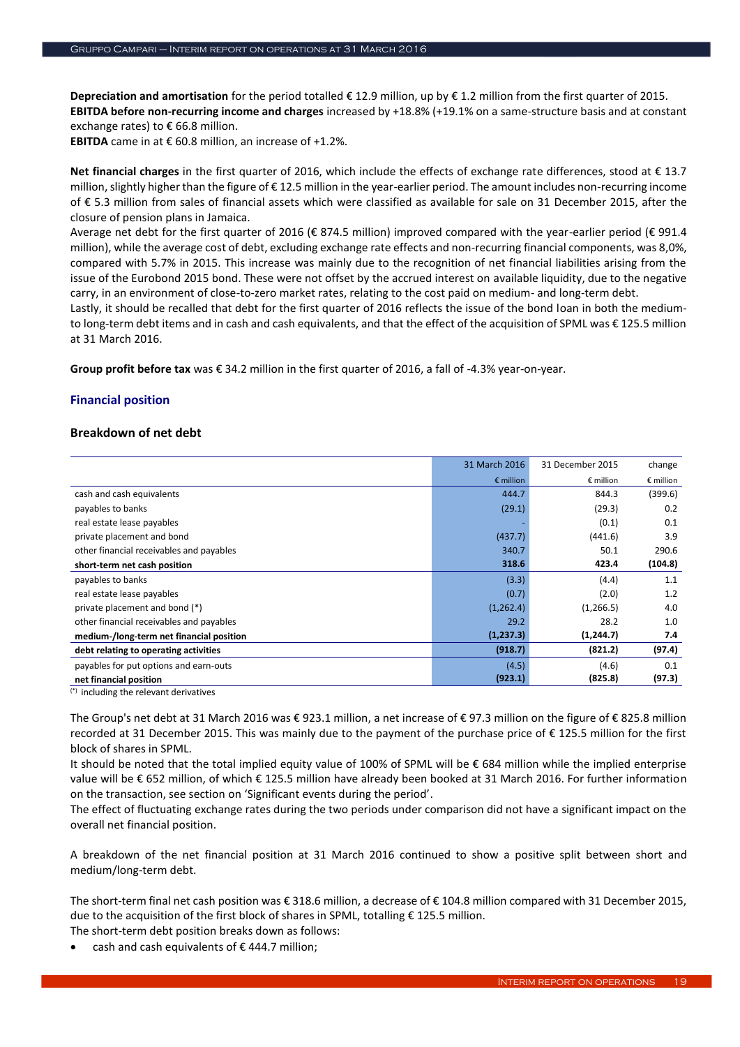**Depreciation and amortisation** for the period totalled € 12.9 million, up by € 1.2 million from the first quarter of 2015.
**EBITDA before non-recurring income and charges** increased by +18.8% (+19.1% on a same-structure basis and at constant exchange rates) to € 66.8 million.
**EBITDA** came in at € 60.8 million, an increase of +1.2%.

**Net financial charges** in the first quarter of 2016, which include the effects of exchange rate differences, stood at € 13.7 million, slightly higher than the figure of € 12.5 million in the year-earlier period. The amount includes non-recurring income of € 5.3 million from sales of financial assets which were classified as available for sale on 31 December 2015, after the closure of pension plans in Jamaica.
Average net debt for the first quarter of 2016 (€ 874.5 million) improved compared with the year-earlier period (€ 991.4 million), while the average cost of debt, excluding exchange rate effects and non-recurring financial components, was 8,0%, compared with 5.7% in 2015. This increase was mainly due to the recognition of net financial liabilities arising from the issue of the Eurobond 2015 bond. These were not offset by the accrued interest on available liquidity, due to the negative carry, in an environment of close-to-zero market rates, relating to the cost paid on medium- and long-term debt.
Lastly, it should be recalled that debt for the first quarter of 2016 reflects the issue of the bond loan in both the medium- to long-term debt items and in cash and cash equivalents, and that the effect of the acquisition of SPML was € 125.5 million at 31 March 2016.

**Group profit before tax** was € 34.2 million in the first quarter of 2016, a fall of -4.3% year-on-year.

## Financial position

### Breakdown of net debt

| | 31 March 2016 | 31 December 2015 | change |
|---|---|---|---|
| | € million | € million | € million |
| cash and cash equivalents | 444.7 | 844.3 | (399.6) |
| payables to banks | (29.1) | (29.3) | 0.2 |
| real estate lease payables | - | (0.1) | 0.1 |
| private placement and bond | (437.7) | (441.6) | 3.9 |
| other financial receivables and payables | 340.7 | 50.1 | 290.6 |
| **short-term net cash position** | **318.6** | **423.4** | **(104.8)** |
| payables to banks | (3.3) | (4.4) | 1.1 |
| real estate lease payables | (0.7) | (2.0) | 1.2 |
| private placement and bond (*) | (1,262.4) | (1,266.5) | 4.0 |
| other financial receivables and payables | 29.2 | 28.2 | 1.0 |
| **medium-/long-term net financial position** | **(1,237.3)** | **(1,244.7)** | **7.4** |
| **debt relating to operating activities** | **(918.7)** | **(821.2)** | **(97.4)** |
| payables for put options and earn-outs | (4.5) | (4.6) | 0.1 |
| **net financial position** | **(923.1)** | **(825.8)** | **(97.3)** |

(*) including the relevant derivatives

The Group's net debt at 31 March 2016 was € 923.1 million, a net increase of € 97.3 million on the figure of € 825.8 million recorded at 31 December 2015. This was mainly due to the payment of the purchase price of € 125.5 million for the first block of shares in SPML.
It should be noted that the total implied equity value of 100% of SPML will be € 684 million while the implied enterprise value will be € 652 million, of which € 125.5 million have already been booked at 31 March 2016. For further information on the transaction, see section on 'Significant events during the period'.
The effect of fluctuating exchange rates during the two periods under comparison did not have a significant impact on the overall net financial position.

A breakdown of the net financial position at 31 March 2016 continued to show a positive split between short and medium/long-term debt.

The short-term final net cash position was € 318.6 million, a decrease of € 104.8 million compared with 31 December 2015, due to the acquisition of the first block of shares in SPML, totalling € 125.5 million.
The short-term debt position breaks down as follows:

- cash and cash equivalents of € 444.7 million;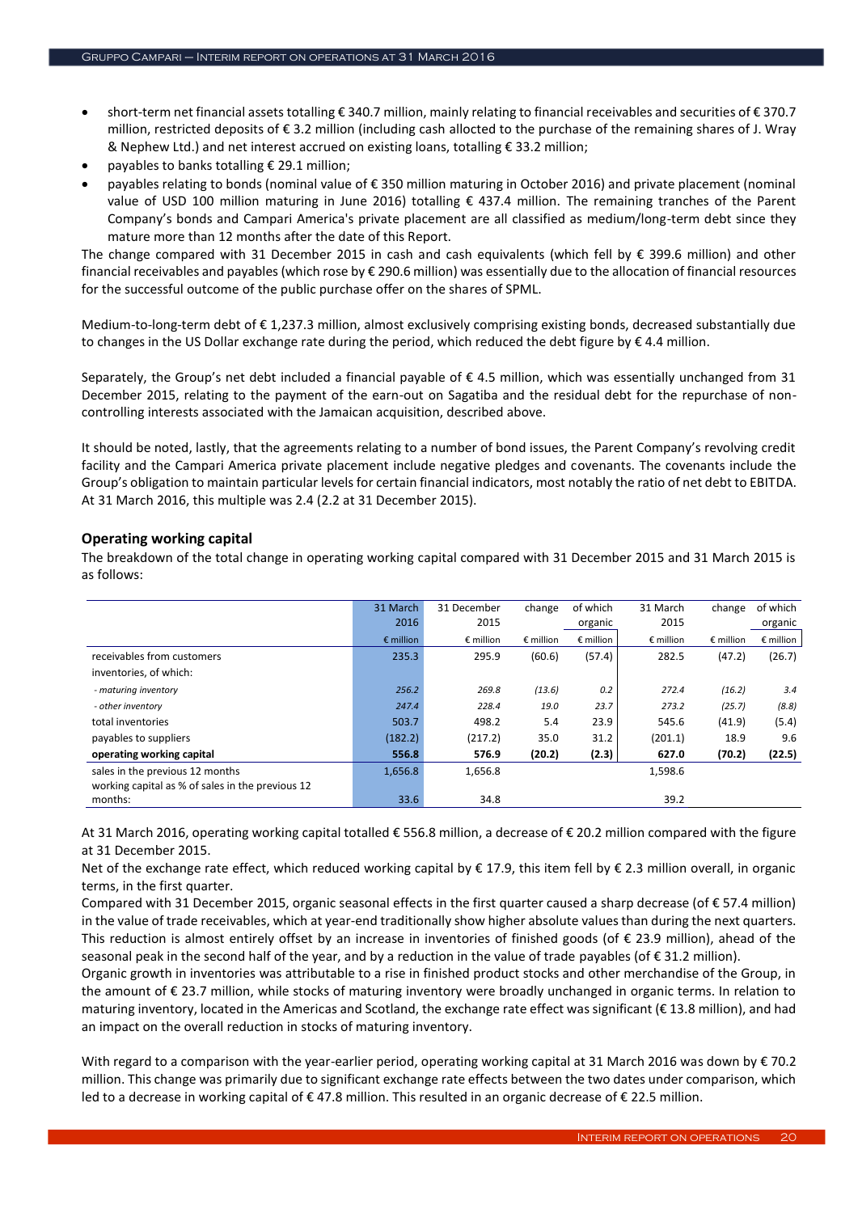- short-term net financial assets totalling € 340.7 million, mainly relating to financial receivables and securities of € 370.7 million, restricted deposits of € 3.2 million (including cash allocted to the purchase of the remaining shares of J. Wray & Nephew Ltd.) and net interest accrued on existing loans, totalling € 33.2 million;
- payables to banks totalling € 29.1 million;
- payables relating to bonds (nominal value of € 350 million maturing in October 2016) and private placement (nominal value of USD 100 million maturing in June 2016) totalling € 437.4 million. The remaining tranches of the Parent Company's bonds and Campari America's private placement are all classified as medium/long-term debt since they mature more than 12 months after the date of this Report.

The change compared with 31 December 2015 in cash and cash equivalents (which fell by € 399.6 million) and other financial receivables and payables (which rose by € 290.6 million) was essentially due to the allocation of financial resources for the successful outcome of the public purchase offer on the shares of SPML.

Medium-to-long-term debt of € 1,237.3 million, almost exclusively comprising existing bonds, decreased substantially due to changes in the US Dollar exchange rate during the period, which reduced the debt figure by € 4.4 million.

Separately, the Group's net debt included a financial payable of € 4.5 million, which was essentially unchanged from 31 December 2015, relating to the payment of the earn-out on Sagatiba and the residual debt for the repurchase of non-controlling interests associated with the Jamaican acquisition, described above.

It should be noted, lastly, that the agreements relating to a number of bond issues, the Parent Company's revolving credit facility and the Campari America private placement include negative pledges and covenants. The covenants include the Group's obligation to maintain particular levels for certain financial indicators, most notably the ratio of net debt to EBITDA. At 31 March 2016, this multiple was 2.4 (2.2 at 31 December 2015).

## Operating working capital

The breakdown of the total change in operating working capital compared with 31 December 2015 and 31 March 2015 is as follows:

| | 31 March 2016 | 31 December 2015 | change | of which organic | 31 March 2015 | change | of which organic |
|---|---|---|---|---|---|---|---|
| | € million | € million | € million | € million | € million | € million | € million |
| receivables from customers | 235.3 | 295.9 | (60.6) | (57.4) | 282.5 | (47.2) | (26.7) |
| inventories, of which: | | | | | | | |
| *- maturing inventory* | *256.2* | *269.8* | *(13.6)* | *0.2* | *272.4* | *(16.2)* | *3.4* |
| *- other inventory* | *247.4* | *228.4* | *19.0* | *23.7* | *273.2* | *(25.7)* | *(8.8)* |
| total inventories | 503.7 | 498.2 | 5.4 | 23.9 | 545.6 | (41.9) | (5.4) |
| payables to suppliers | (182.2) | (217.2) | 35.0 | 31.2 | (201.1) | 18.9 | 9.6 |
| **operating working capital** | **556.8** | **576.9** | **(20.2)** | **(2.3)** | **627.0** | **(70.2)** | **(22.5)** |
| sales in the previous 12 months | 1,656.8 | 1,656.8 | | | 1,598.6 | | |
| working capital as % of sales in the previous 12 months: | 33.6 | 34.8 | | | 39.2 | | |

At 31 March 2016, operating working capital totalled € 556.8 million, a decrease of € 20.2 million compared with the figure at 31 December 2015.

Net of the exchange rate effect, which reduced working capital by € 17.9, this item fell by € 2.3 million overall, in organic terms, in the first quarter.

Compared with 31 December 2015, organic seasonal effects in the first quarter caused a sharp decrease (of € 57.4 million) in the value of trade receivables, which at year-end traditionally show higher absolute values than during the next quarters. This reduction is almost entirely offset by an increase in inventories of finished goods (of € 23.9 million), ahead of the seasonal peak in the second half of the year, and by a reduction in the value of trade payables (of € 31.2 million).

Organic growth in inventories was attributable to a rise in finished product stocks and other merchandise of the Group, in the amount of € 23.7 million, while stocks of maturing inventory were broadly unchanged in organic terms. In relation to maturing inventory, located in the Americas and Scotland, the exchange rate effect was significant (€ 13.8 million), and had an impact on the overall reduction in stocks of maturing inventory.

With regard to a comparison with the year-earlier period, operating working capital at 31 March 2016 was down by € 70.2 million. This change was primarily due to significant exchange rate effects between the two dates under comparison, which led to a decrease in working capital of € 47.8 million. This resulted in an organic decrease of € 22.5 million.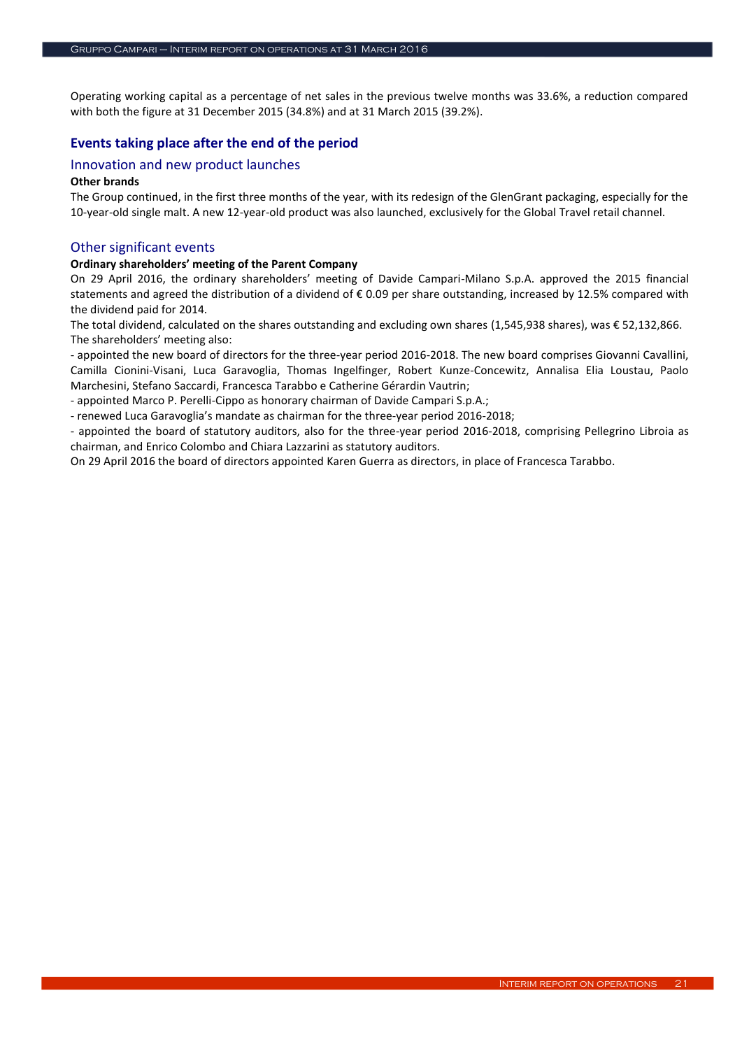Operating working capital as a percentage of net sales in the previous twelve months was 33.6%, a reduction compared with both the figure at 31 December 2015 (34.8%) and at 31 March 2015 (39.2%).

## Events taking place after the end of the period

### Innovation and new product launches

**Other brands**

The Group continued, in the first three months of the year, with its redesign of the GlenGrant packaging, especially for the 10-year-old single malt. A new 12-year-old product was also launched, exclusively for the Global Travel retail channel.

### Other significant events

**Ordinary shareholders' meeting of the Parent Company**

On 29 April 2016, the ordinary shareholders' meeting of Davide Campari-Milano S.p.A. approved the 2015 financial statements and agreed the distribution of a dividend of € 0.09 per share outstanding, increased by 12.5% compared with the dividend paid for 2014.

The total dividend, calculated on the shares outstanding and excluding own shares (1,545,938 shares), was € 52,132,866.

The shareholders' meeting also:

- appointed the new board of directors for the three-year period 2016-2018. The new board comprises Giovanni Cavallini, Camilla Cionini-Visani, Luca Garavoglia, Thomas Ingelfinger, Robert Kunze-Concewitz, Annalisa Elia Loustau, Paolo Marchesini, Stefano Saccardi, Francesca Tarabbo e Catherine Gérardin Vautrin;
- appointed Marco P. Perelli-Cippo as honorary chairman of Davide Campari S.p.A.;
- renewed Luca Garavoglia's mandate as chairman for the three-year period 2016-2018;
- appointed the board of statutory auditors, also for the three-year period 2016-2018, comprising Pellegrino Libroia as chairman, and Enrico Colombo and Chiara Lazzarini as statutory auditors.

On 29 April 2016 the board of directors appointed Karen Guerra as directors, in place of Francesca Tarabbo.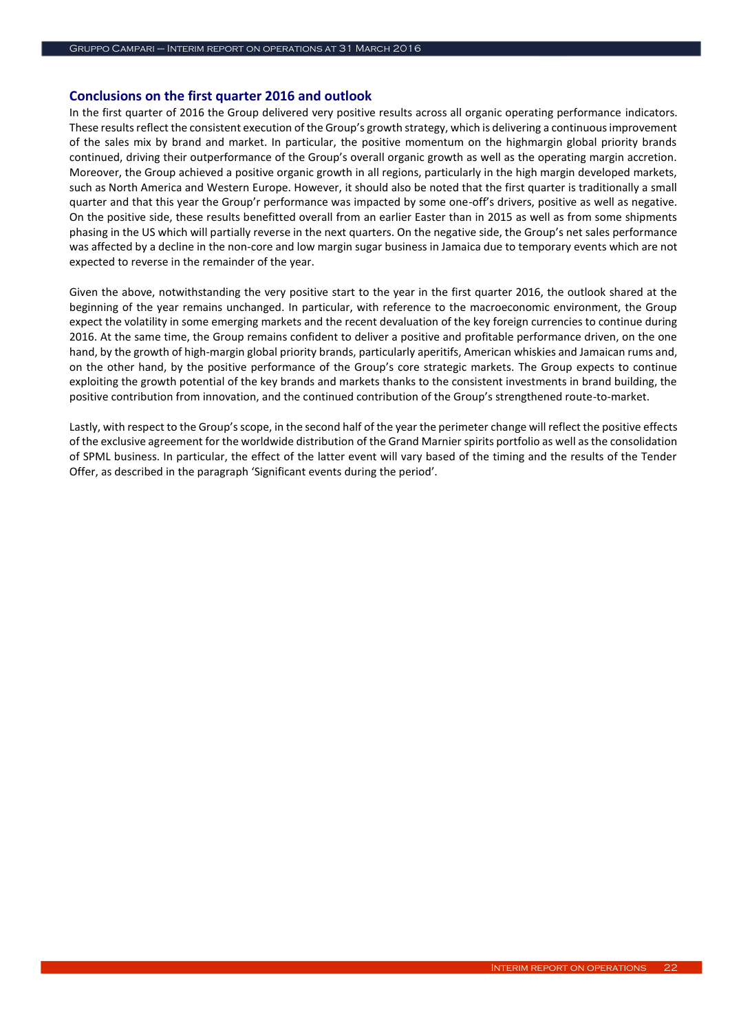## Conclusions on the first quarter 2016 and outlook

In the first quarter of 2016 the Group delivered very positive results across all organic operating performance indicators. These results reflect the consistent execution of the Group's growth strategy, which is delivering a continuous improvement of the sales mix by brand and market. In particular, the positive momentum on the highmargin global priority brands continued, driving their outperformance of the Group's overall organic growth as well as the operating margin accretion. Moreover, the Group achieved a positive organic growth in all regions, particularly in the high margin developed markets, such as North America and Western Europe. However, it should also be noted that the first quarter is traditionally a small quarter and that this year the Group'r performance was impacted by some one-off's drivers, positive as well as negative. On the positive side, these results benefitted overall from an earlier Easter than in 2015 as well as from some shipments phasing in the US which will partially reverse in the next quarters. On the negative side, the Group's net sales performance was affected by a decline in the non-core and low margin sugar business in Jamaica due to temporary events which are not expected to reverse in the remainder of the year.

Given the above, notwithstanding the very positive start to the year in the first quarter 2016, the outlook shared at the beginning of the year remains unchanged. In particular, with reference to the macroeconomic environment, the Group expect the volatility in some emerging markets and the recent devaluation of the key foreign currencies to continue during 2016. At the same time, the Group remains confident to deliver a positive and profitable performance driven, on the one hand, by the growth of high-margin global priority brands, particularly aperitifs, American whiskies and Jamaican rums and, on the other hand, by the positive performance of the Group's core strategic markets. The Group expects to continue exploiting the growth potential of the key brands and markets thanks to the consistent investments in brand building, the positive contribution from innovation, and the continued contribution of the Group's strengthened route-to-market.

Lastly, with respect to the Group's scope, in the second half of the year the perimeter change will reflect the positive effects of the exclusive agreement for the worldwide distribution of the Grand Marnier spirits portfolio as well as the consolidation of SPML business. In particular, the effect of the latter event will vary based of the timing and the results of the Tender Offer, as described in the paragraph 'Significant events during the period'.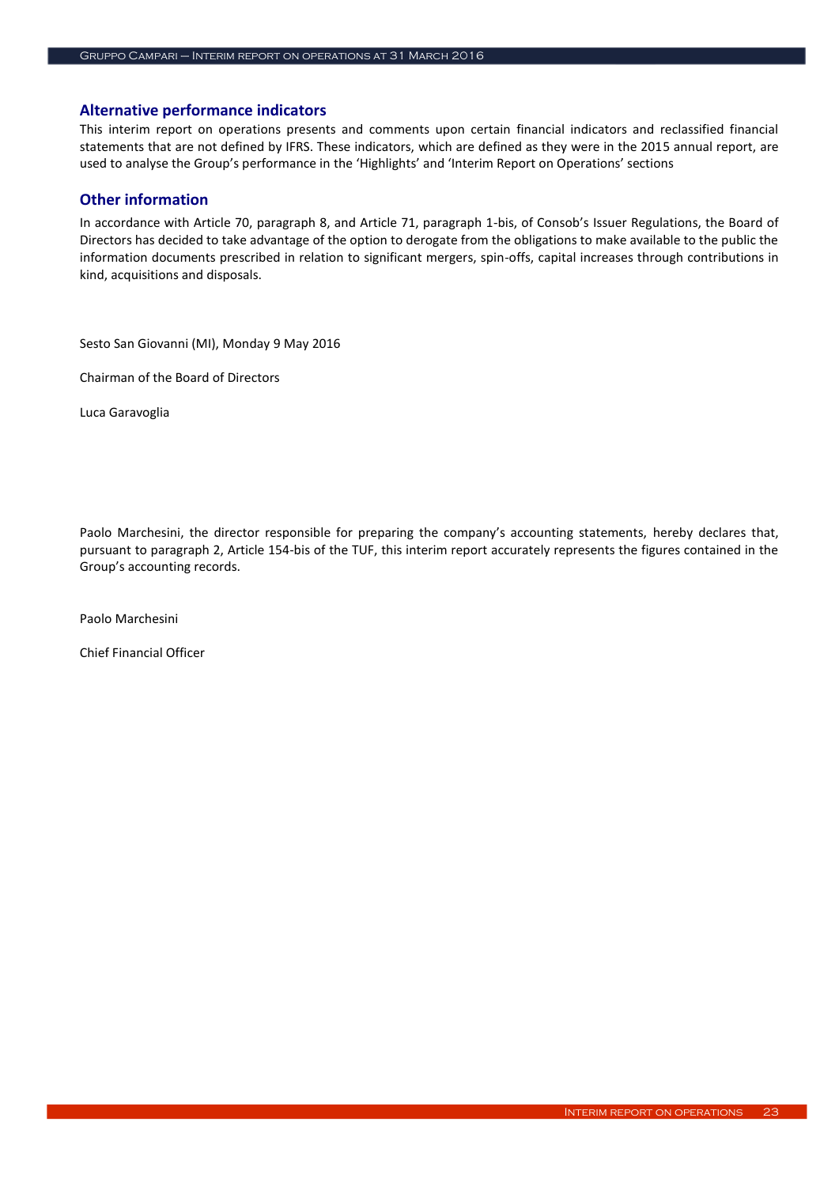## Alternative performance indicators

This interim report on operations presents and comments upon certain financial indicators and reclassified financial statements that are not defined by IFRS. These indicators, which are defined as they were in the 2015 annual report, are used to analyse the Group's performance in the 'Highlights' and 'Interim Report on Operations' sections

## Other information

In accordance with Article 70, paragraph 8, and Article 71, paragraph 1-bis, of Consob's Issuer Regulations, the Board of Directors has decided to take advantage of the option to derogate from the obligations to make available to the public the information documents prescribed in relation to significant mergers, spin-offs, capital increases through contributions in kind, acquisitions and disposals.

Sesto San Giovanni (MI), Monday 9 May 2016

Chairman of the Board of Directors

Luca Garavoglia

Paolo Marchesini, the director responsible for preparing the company's accounting statements, hereby declares that, pursuant to paragraph 2, Article 154-bis of the TUF, this interim report accurately represents the figures contained in the Group's accounting records.

Paolo Marchesini

Chief Financial Officer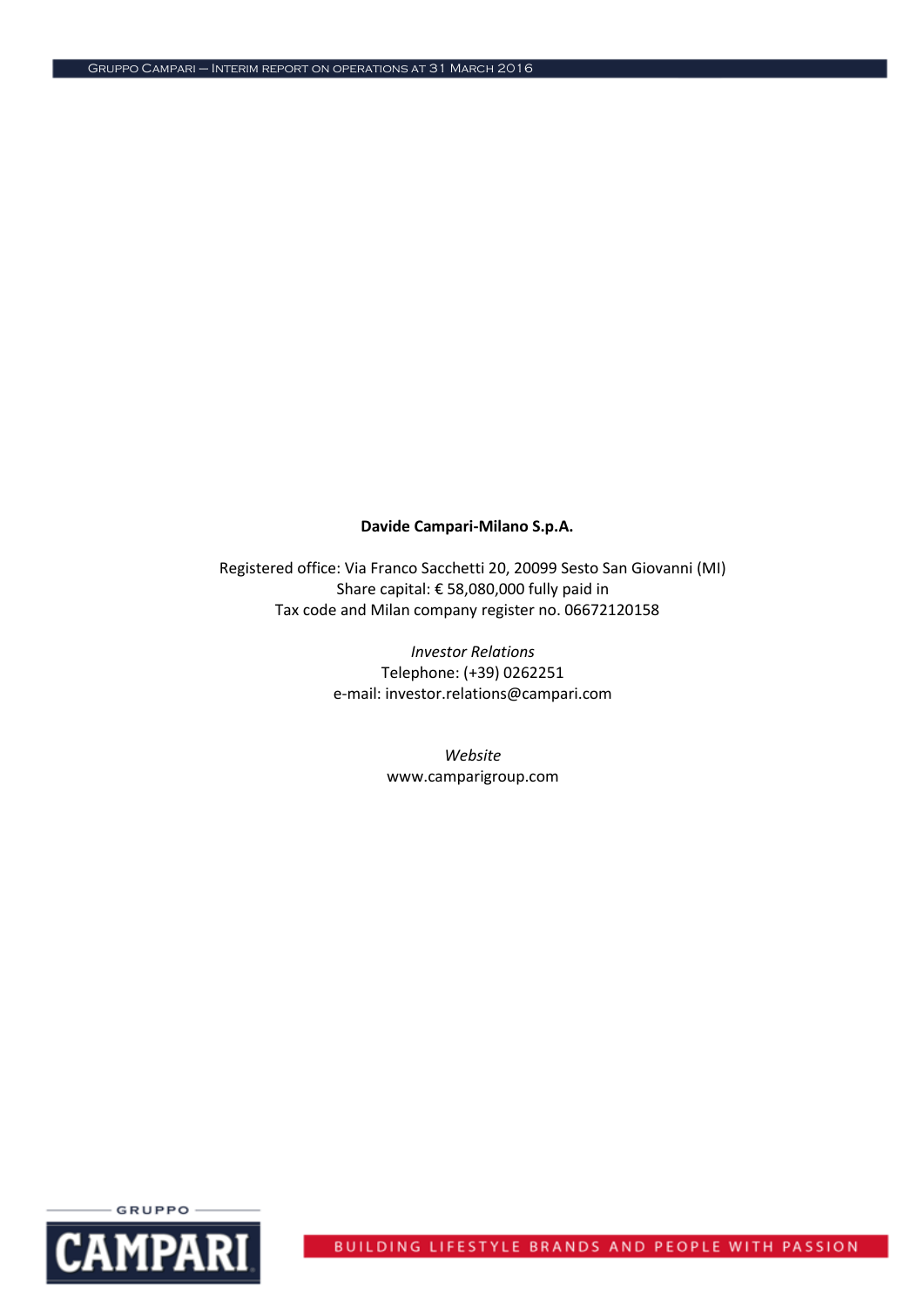**Davide Campari-Milano S.p.A.**

Registered office: Via Franco Sacchetti 20, 20099 Sesto San Giovanni (MI)
Share capital: € 58,080,000 fully paid in
Tax code and Milan company register no. 06672120158

*Investor Relations*
Telephone: (+39) 0262251
e-mail: investor.relations@campari.com

*Website*
www.camparigroup.com

GRUPPO CAMPARI

BUILDING LIFESTYLE BRANDS AND PEOPLE WITH PASSION